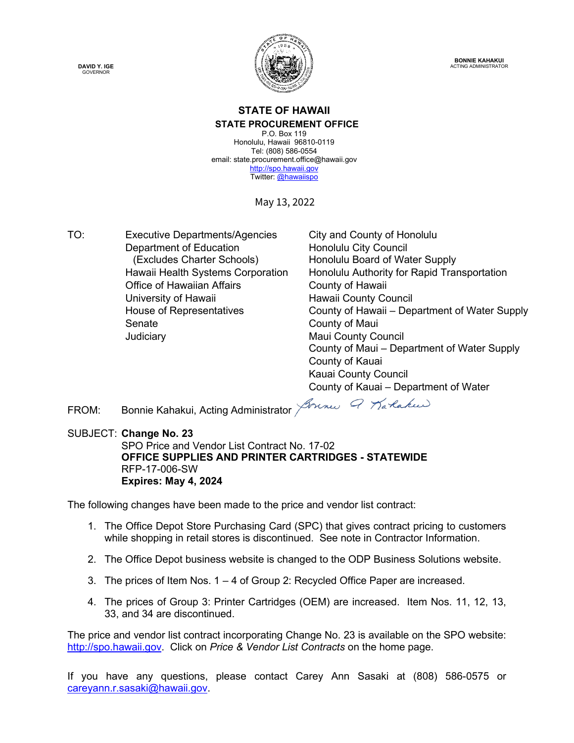DAVID Y. IGE
GOVERNOR

BONNIE KAHAKUI
ACTING ADMINISTRATOR

**STATE OF HAWAII**
**STATE PROCUREMENT OFFICE**
P.O. Box 119
Honolulu, Hawaii 96810-0119
Tel: (808) 586-0554
email: state.procurement.office@hawaii.gov
http://spo.hawaii.gov
Twitter: @hawaiispo

May 13, 2022

TO:

Executive Departments/Agencies
Department of Education
(Excludes Charter Schools)
Hawaii Health Systems Corporation
Office of Hawaiian Affairs
University of Hawaii
House of Representatives
Senate
Judiciary

City and County of Honolulu
Honolulu City Council
Honolulu Board of Water Supply
Honolulu Authority for Rapid Transportation
County of Hawaii
Hawaii County Council
County of Hawaii – Department of Water Supply
County of Maui
Maui County Council
County of Maui – Department of Water Supply
County of Kauai
Kauai County Council
County of Kauai – Department of Water

FROM: Bonnie Kahakui, Acting Administrator

SUBJECT: **Change No. 23**
SPO Price and Vendor List Contract No. 17-02
**OFFICE SUPPLIES AND PRINTER CARTRIDGES - STATEWIDE**
RFP-17-006-SW
**Expires: May 4, 2024**

The following changes have been made to the price and vendor list contract:

1. The Office Depot Store Purchasing Card (SPC) that gives contract pricing to customers while shopping in retail stores is discontinued. See note in Contractor Information.
2. The Office Depot business website is changed to the ODP Business Solutions website.
3. The prices of Item Nos. 1 – 4 of Group 2: Recycled Office Paper are increased.
4. The prices of Group 3: Printer Cartridges (OEM) are increased. Item Nos. 11, 12, 13, 33, and 34 are discontinued.

The price and vendor list contract incorporating Change No. 23 is available on the SPO website: http://spo.hawaii.gov. Click on *Price & Vendor List Contracts* on the home page.

If you have any questions, please contact Carey Ann Sasaki at (808) 586-0575 or careyann.r.sasaki@hawaii.gov.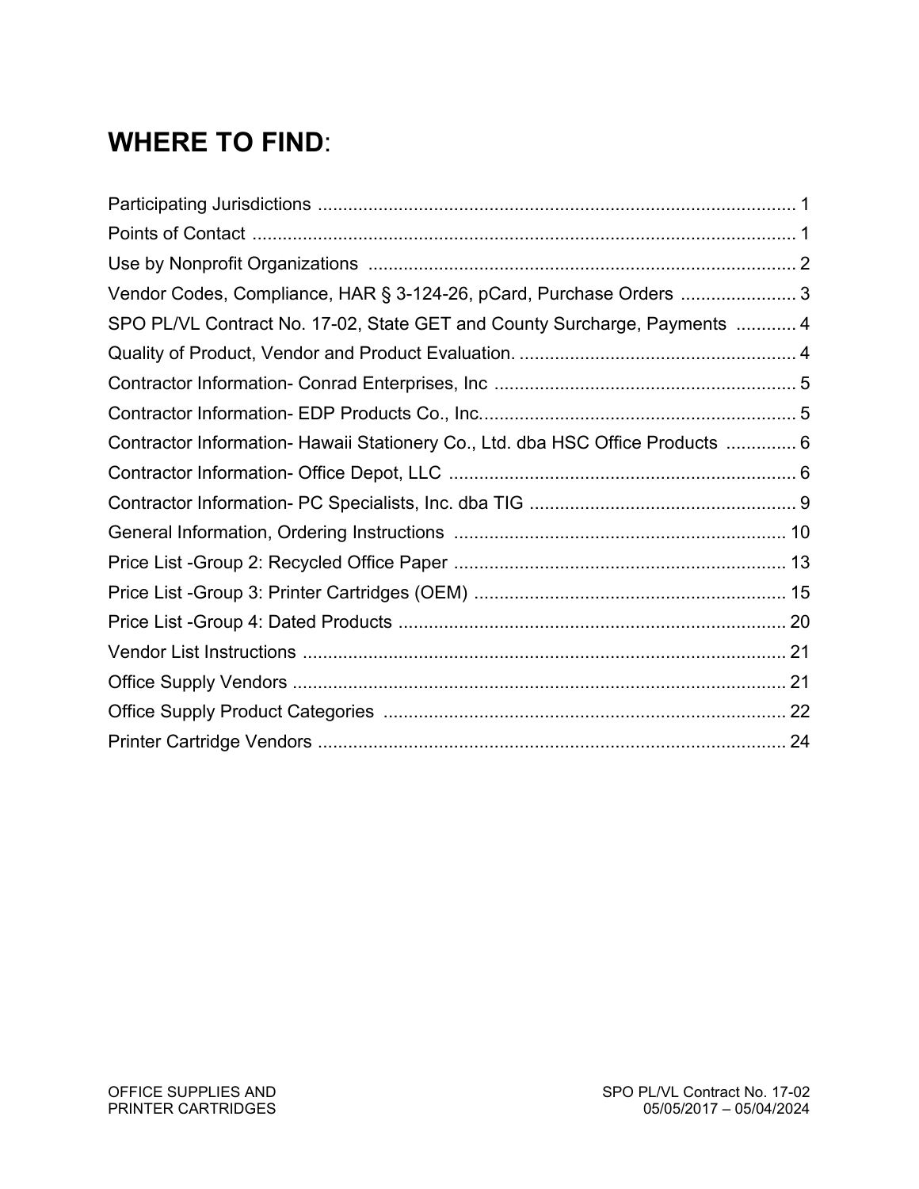# WHERE TO FIND:

Participating Jurisdictions ............................................................................................... 1

Points of Contact ........................................................................................................... 1

Use by Nonprofit Organizations ..................................................................................... 2

Vendor Codes, Compliance, HAR § 3-124-26, pCard, Purchase Orders ....................... 3

SPO PL/VL Contract No. 17-02, State GET and County Surcharge, Payments ............ 4

Quality of Product, Vendor and Product Evaluation. ....................................................... 4

Contractor Information- Conrad Enterprises, Inc ............................................................ 5

Contractor Information- EDP Products Co., Inc. .............................................................. 5

Contractor Information- Hawaii Stationery Co., Ltd. dba HSC Office Products .............. 6

Contractor Information- Office Depot, LLC ..................................................................... 6

Contractor Information- PC Specialists, Inc. dba TIG ..................................................... 9

General Information, Ordering Instructions .................................................................. 10

Price List -Group 2: Recycled Office Paper .................................................................. 13

Price List -Group 3: Printer Cartridges (OEM) .............................................................. 15

Price List -Group 4: Dated Products ............................................................................. 20

Vendor List Instructions ................................................................................................ 21

Office Supply Vendors .................................................................................................. 21

Office Supply Product Categories ................................................................................ 22

Printer Cartridge Vendors ............................................................................................. 24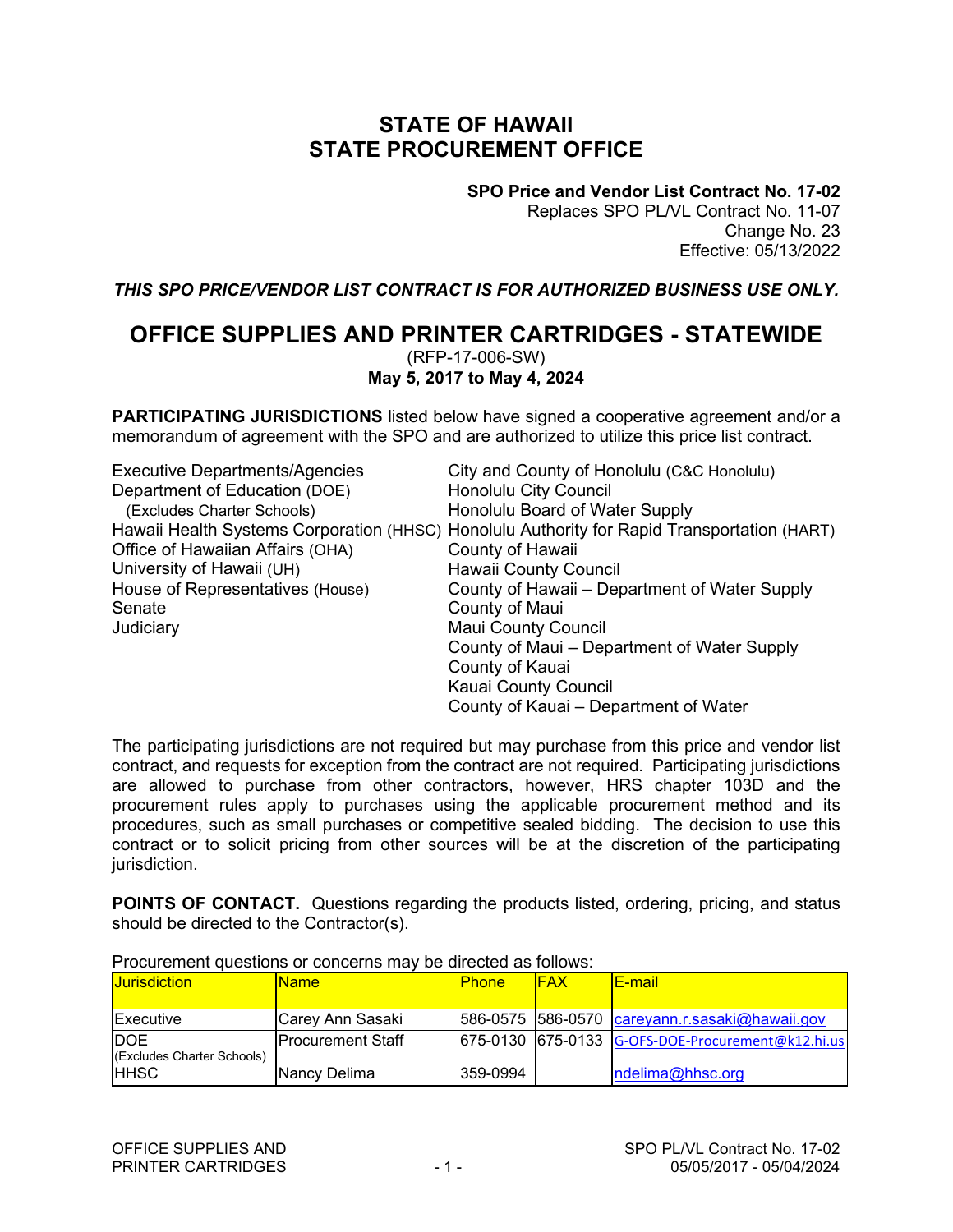# STATE OF HAWAII
# STATE PROCUREMENT OFFICE

**SPO Price and Vendor List Contract No. 17-02**
Replaces SPO PL/VL Contract No. 11-07
Change No. 23
Effective: 05/13/2022

***THIS SPO PRICE/VENDOR LIST CONTRACT IS FOR AUTHORIZED BUSINESS USE ONLY.***

## OFFICE SUPPLIES AND PRINTER CARTRIDGES - STATEWIDE

(RFP-17-006-SW)
**May 5, 2017 to May 4, 2024**

**PARTICIPATING JURISDICTIONS** listed below have signed a cooperative agreement and/or a memorandum of agreement with the SPO and are authorized to utilize this price list contract.

Executive Departments/Agencies
Department of Education (DOE)
(Excludes Charter Schools)
Hawaii Health Systems Corporation (HHSC)
Office of Hawaiian Affairs (OHA)
University of Hawaii (UH)
House of Representatives (House)
Senate
Judiciary

City and County of Honolulu (C&C Honolulu)
Honolulu City Council
Honolulu Board of Water Supply
Honolulu Authority for Rapid Transportation (HART)
County of Hawaii
Hawaii County Council
County of Hawaii – Department of Water Supply
County of Maui
Maui County Council
County of Maui – Department of Water Supply
County of Kauai
Kauai County Council
County of Kauai – Department of Water

The participating jurisdictions are not required but may purchase from this price and vendor list contract, and requests for exception from the contract are not required. Participating jurisdictions are allowed to purchase from other contractors, however, HRS chapter 103D and the procurement rules apply to purchases using the applicable procurement method and its procedures, such as small purchases or competitive sealed bidding. The decision to use this contract or to solicit pricing from other sources will be at the discretion of the participating jurisdiction.

**POINTS OF CONTACT.** Questions regarding the products listed, ordering, pricing, and status should be directed to the Contractor(s).

Procurement questions or concerns may be directed as follows:

| Jurisdiction | Name | Phone | FAX | E-mail |
|---|---|---|---|---|
| Executive | Carey Ann Sasaki | 586-0575 | 586-0570 | careyann.r.sasaki@hawaii.gov |
| DOE (Excludes Charter Schools) | Procurement Staff | 675-0130 | 675-0133 | G-OFS-DOE-Procurement@k12.hi.us |
| HHSC | Nancy Delima | 359-0994 | | ndelima@hhsc.org |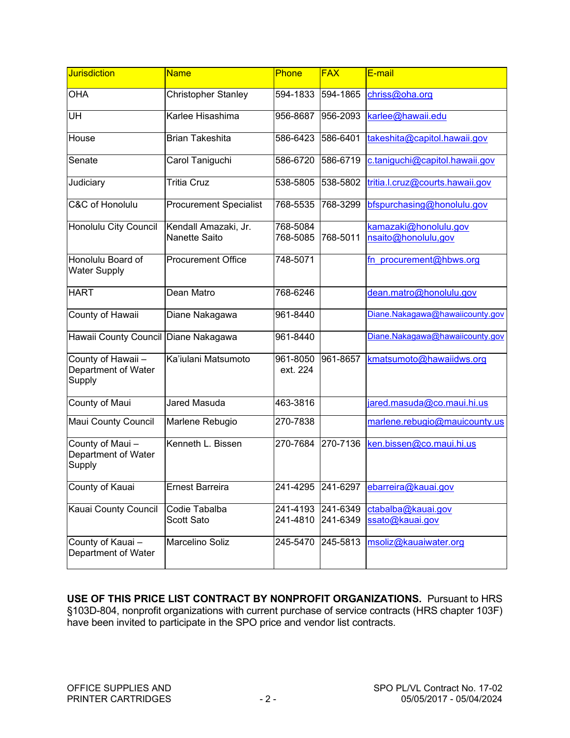| Jurisdiction | Name | Phone | FAX | E-mail |
|---|---|---|---|---|
| OHA | Christopher Stanley | 594-1833 | 594-1865 | chriss@oha.org |
| UH | Karlee Hisashima | 956-8687 | 956-2093 | karlee@hawaii.edu |
| House | Brian Takeshita | 586-6423 | 586-6401 | takeshita@capitol.hawaii.gov |
| Senate | Carol Taniguchi | 586-6720 | 586-6719 | c.taniguchi@capitol.hawaii.gov |
| Judiciary | Tritia Cruz | 538-5805 | 538-5802 | tritia.l.cruz@courts.hawaii.gov |
| C&C of Honolulu | Procurement Specialist | 768-5535 | 768-3299 | bfspurchasing@honolulu.gov |
| Honolulu City Council | Kendall Amazaki, Jr.<br>Nanette Saito | 768-5084<br>768-5085 | 768-5011 | kamazaki@honolulu.gov<br>nsaito@honolulu,gov |
| Honolulu Board of Water Supply | Procurement Office | 748-5071 | | fn_procurement@hbws.org |
| HART | Dean Matro | 768-6246 | | dean.matro@honolulu.gov |
| County of Hawaii | Diane Nakagawa | 961-8440 | | Diane.Nakagawa@hawaiicounty.gov |
| Hawaii County Council | Diane Nakagawa | 961-8440 | | Diane.Nakagawa@hawaiicounty.gov |
| County of Hawaii – Department of Water Supply | Ka'iulani Matsumoto | 961-8050 ext. 224 | 961-8657 | kmatsumoto@hawaiidws.org |
| County of Maui | Jared Masuda | 463-3816 | | jared.masuda@co.maui.hi.us |
| Maui County Council | Marlene Rebugio | 270-7838 | | marlene.rebugio@mauicounty.us |
| County of Maui – Department of Water Supply | Kenneth L. Bissen | 270-7684 | 270-7136 | ken.bissen@co.maui.hi.us |
| County of Kauai | Ernest Barreira | 241-4295 | 241-6297 | ebarreira@kauai.gov |
| Kauai County Council | Codie Tabalba<br>Scott Sato | 241-4193<br>241-4810 | 241-6349<br>241-6349 | ctabalba@kauai.gov<br>ssato@kauai.gov |
| County of Kauai – Department of Water | Marcelino Soliz | 245-5470 | 245-5813 | msoliz@kauaiwater.org |

**USE OF THIS PRICE LIST CONTRACT BY NONPROFIT ORGANIZATIONS.** Pursuant to HRS §103D-804, nonprofit organizations with current purchase of service contracts (HRS chapter 103F) have been invited to participate in the SPO price and vendor list contracts.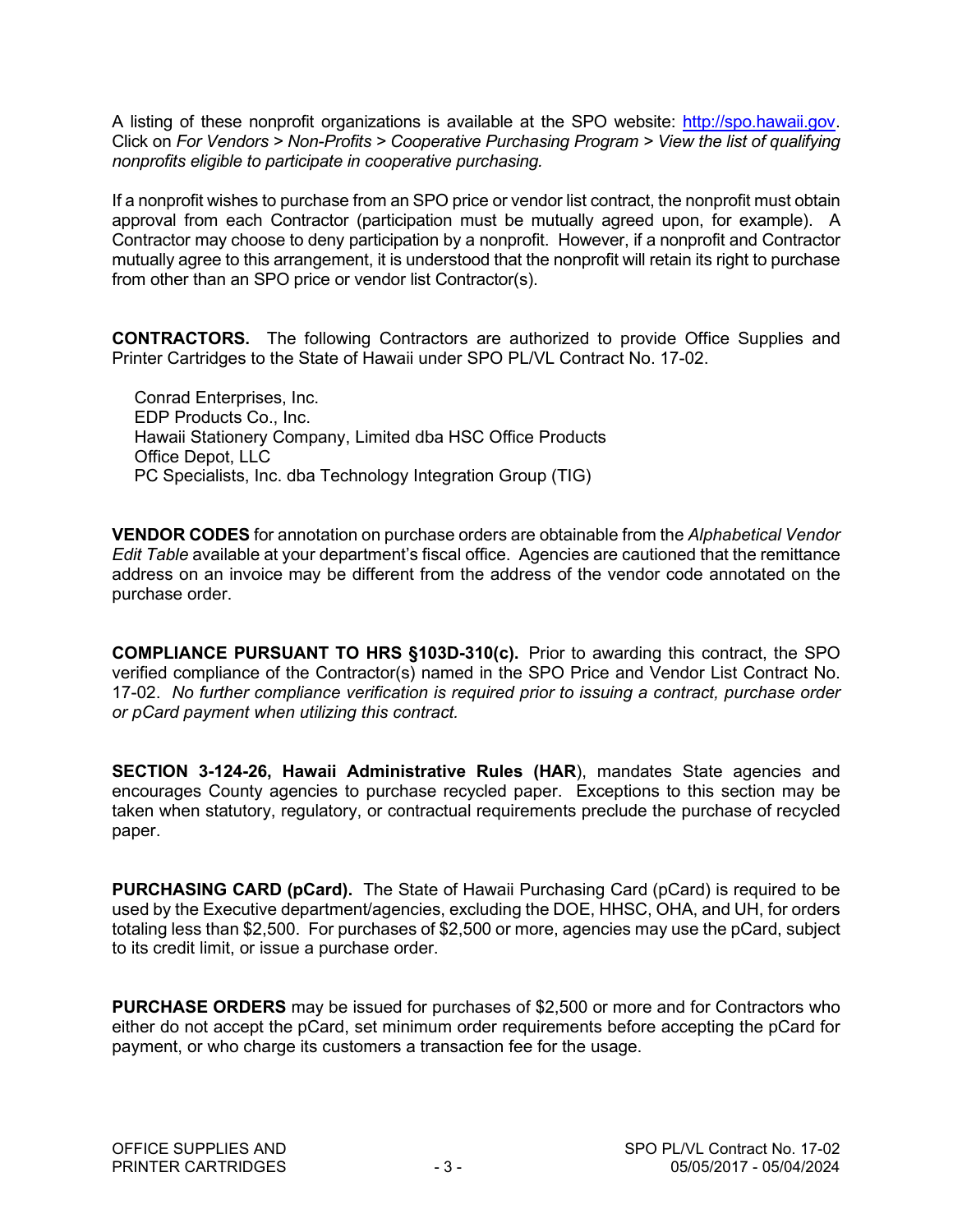A listing of these nonprofit organizations is available at the SPO website: http://spo.hawaii.gov. Click on *For Vendors > Non-Profits > Cooperative Purchasing Program > View the list of qualifying nonprofits eligible to participate in cooperative purchasing.*

If a nonprofit wishes to purchase from an SPO price or vendor list contract, the nonprofit must obtain approval from each Contractor (participation must be mutually agreed upon, for example). A Contractor may choose to deny participation by a nonprofit. However, if a nonprofit and Contractor mutually agree to this arrangement, it is understood that the nonprofit will retain its right to purchase from other than an SPO price or vendor list Contractor(s).

**CONTRACTORS.** The following Contractors are authorized to provide Office Supplies and Printer Cartridges to the State of Hawaii under SPO PL/VL Contract No. 17-02.

- Conrad Enterprises, Inc.
- EDP Products Co., Inc.
- Hawaii Stationery Company, Limited dba HSC Office Products
- Office Depot, LLC
- PC Specialists, Inc. dba Technology Integration Group (TIG)

**VENDOR CODES** for annotation on purchase orders are obtainable from the *Alphabetical Vendor Edit Table* available at your department's fiscal office. Agencies are cautioned that the remittance address on an invoice may be different from the address of the vendor code annotated on the purchase order.

**COMPLIANCE PURSUANT TO HRS §103D-310(c).** Prior to awarding this contract, the SPO verified compliance of the Contractor(s) named in the SPO Price and Vendor List Contract No. 17-02. *No further compliance verification is required prior to issuing a contract, purchase order or pCard payment when utilizing this contract.*

**SECTION 3-124-26, Hawaii Administrative Rules (HAR**), mandates State agencies and encourages County agencies to purchase recycled paper. Exceptions to this section may be taken when statutory, regulatory, or contractual requirements preclude the purchase of recycled paper.

**PURCHASING CARD (pCard).** The State of Hawaii Purchasing Card (pCard) is required to be used by the Executive department/agencies, excluding the DOE, HHSC, OHA, and UH, for orders totaling less than $2,500. For purchases of $2,500 or more, agencies may use the pCard, subject to its credit limit, or issue a purchase order.

**PURCHASE ORDERS** may be issued for purchases of $2,500 or more and for Contractors who either do not accept the pCard, set minimum order requirements before accepting the pCard for payment, or who charge its customers a transaction fee for the usage.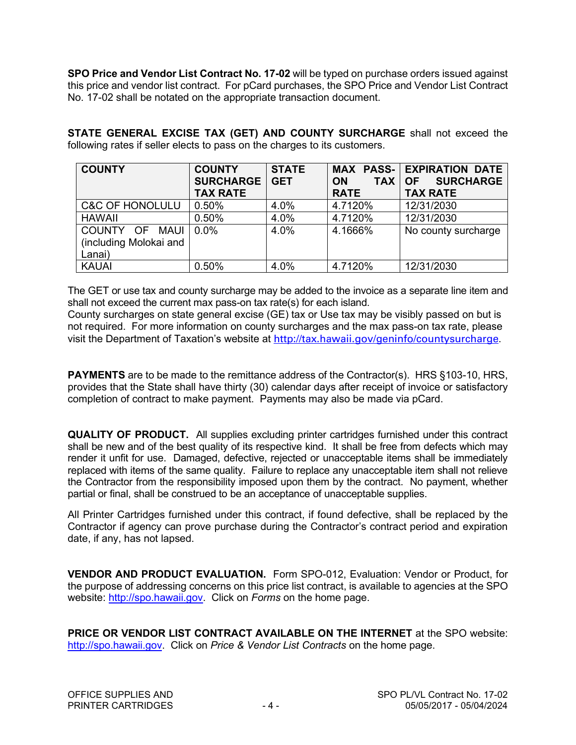**SPO Price and Vendor List Contract No. 17-02** will be typed on purchase orders issued against this price and vendor list contract. For pCard purchases, the SPO Price and Vendor List Contract No. 17-02 shall be notated on the appropriate transaction document.

**STATE GENERAL EXCISE TAX (GET) AND COUNTY SURCHARGE** shall not exceed the following rates if seller elects to pass on the charges to its customers.

| COUNTY | COUNTY SURCHARGE TAX RATE | STATE GET | MAX PASS-ON TAX RATE | EXPIRATION DATE OF SURCHARGE TAX RATE |
|---|---|---|---|---|
| C&C OF HONOLULU | 0.50% | 4.0% | 4.7120% | 12/31/2030 |
| HAWAII | 0.50% | 4.0% | 4.7120% | 12/31/2030 |
| COUNTY OF MAUI (including Molokai and Lanai) | 0.0% | 4.0% | 4.1666% | No county surcharge |
| KAUAI | 0.50% | 4.0% | 4.7120% | 12/31/2030 |

The GET or use tax and county surcharge may be added to the invoice as a separate line item and shall not exceed the current max pass-on tax rate(s) for each island.
County surcharges on state general excise (GE) tax or Use tax may be visibly passed on but is not required. For more information on county surcharges and the max pass-on tax rate, please visit the Department of Taxation's website at http://tax.hawaii.gov/geninfo/countysurcharge.

**PAYMENTS** are to be made to the remittance address of the Contractor(s). HRS §103-10, HRS, provides that the State shall have thirty (30) calendar days after receipt of invoice or satisfactory completion of contract to make payment. Payments may also be made via pCard.

**QUALITY OF PRODUCT.** All supplies excluding printer cartridges furnished under this contract shall be new and of the best quality of its respective kind. It shall be free from defects which may render it unfit for use. Damaged, defective, rejected or unacceptable items shall be immediately replaced with items of the same quality. Failure to replace any unacceptable item shall not relieve the Contractor from the responsibility imposed upon them by the contract. No payment, whether partial or final, shall be construed to be an acceptance of unacceptable supplies.

All Printer Cartridges furnished under this contract, if found defective, shall be replaced by the Contractor if agency can prove purchase during the Contractor's contract period and expiration date, if any, has not lapsed.

**VENDOR AND PRODUCT EVALUATION.** Form SPO-012, Evaluation: Vendor or Product, for the purpose of addressing concerns on this price list contract, is available to agencies at the SPO website: http://spo.hawaii.gov. Click on *Forms* on the home page.

**PRICE OR VENDOR LIST CONTRACT AVAILABLE ON THE INTERNET** at the SPO website: http://spo.hawaii.gov. Click on *Price & Vendor List Contracts* on the home page.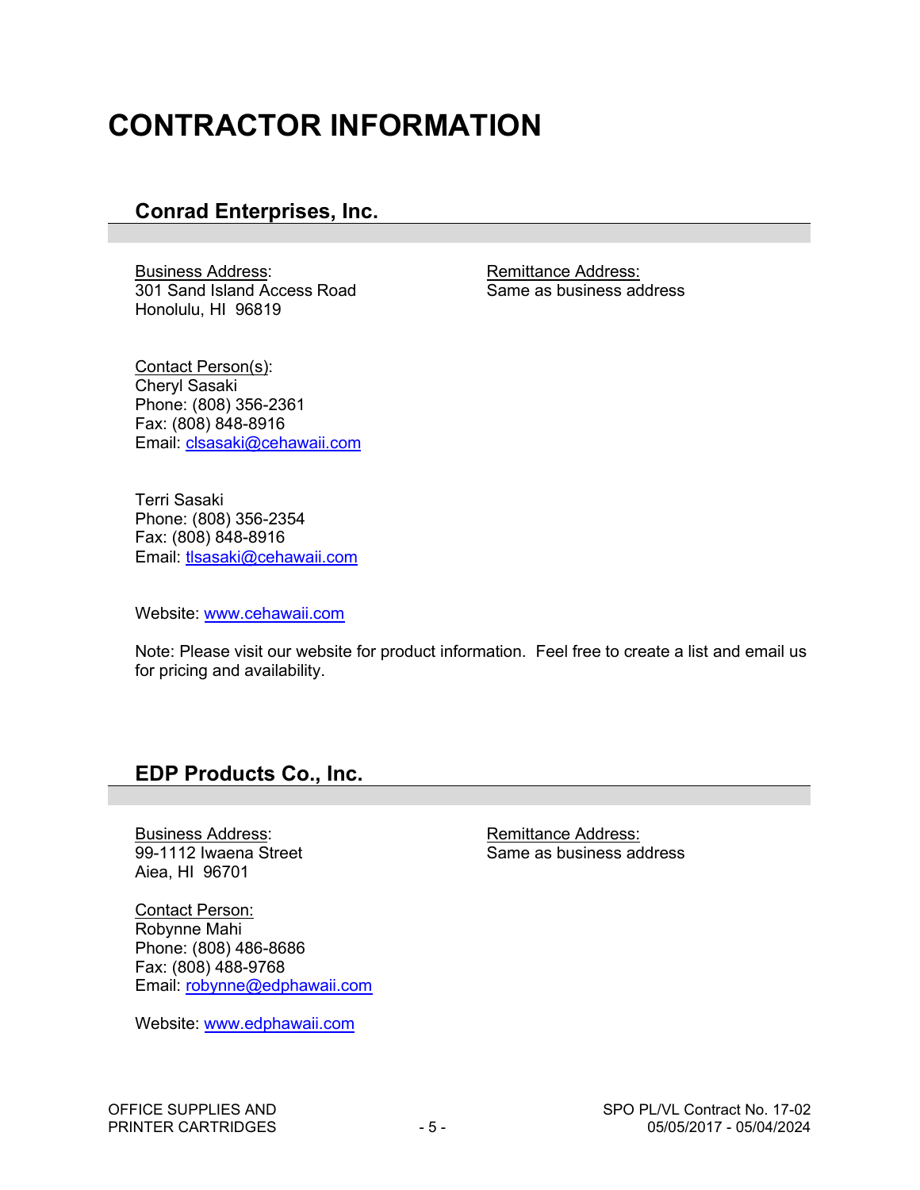# CONTRACTOR INFORMATION

## Conrad Enterprises, Inc.

Business Address:
301 Sand Island Access Road
Honolulu, HI 96819

Remittance Address:
Same as business address

Contact Person(s):
Cheryl Sasaki
Phone: (808) 356-2361
Fax: (808) 848-8916
Email: clsasaki@cehawaii.com

Terri Sasaki
Phone: (808) 356-2354
Fax: (808) 848-8916
Email: tlsasaki@cehawaii.com

Website: www.cehawaii.com

Note: Please visit our website for product information. Feel free to create a list and email us for pricing and availability.

## EDP Products Co., Inc.

Business Address:
99-1112 Iwaena Street
Aiea, HI 96701

Remittance Address:
Same as business address

Contact Person:
Robynne Mahi
Phone: (808) 486-8686
Fax: (808) 488-9768
Email: robynne@edphawaii.com

Website: www.edphawaii.com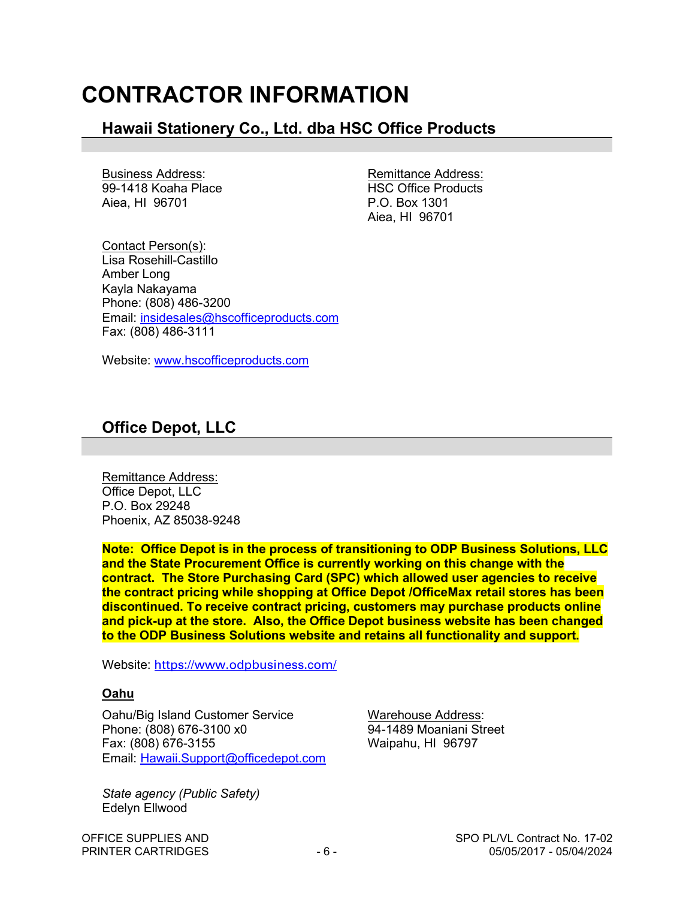# CONTRACTOR INFORMATION

## Hawaii Stationery Co., Ltd. dba HSC Office Products

Business Address:
99-1418 Koaha Place
Aiea, HI 96701

Remittance Address:
HSC Office Products
P.O. Box 1301
Aiea, HI 96701

Contact Person(s):
Lisa Rosehill-Castillo
Amber Long
Kayla Nakayama
Phone: (808) 486-3200
Email: insidesales@hscofficeproducts.com
Fax: (808) 486-3111

Website: www.hscofficeproducts.com

## Office Depot, LLC

Remittance Address:
Office Depot, LLC
P.O. Box 29248
Phoenix, AZ 85038-9248

**Note: Office Depot is in the process of transitioning to ODP Business Solutions, LLC and the State Procurement Office is currently working on this change with the contract. The Store Purchasing Card (SPC) which allowed user agencies to receive the contract pricing while shopping at Office Depot /OfficeMax retail stores has been discontinued. To receive contract pricing, customers may purchase products online and pick-up at the store. Also, the Office Depot business website has been changed to the ODP Business Solutions website and retains all functionality and support.**

Website: https://www.odpbusiness.com/

**Oahu**

Oahu/Big Island Customer Service
Phone: (808) 676-3100 x0
Fax: (808) 676-3155
Email: Hawaii.Support@officedepot.com

Warehouse Address:
94-1489 Moaniani Street
Waipahu, HI 96797

*State agency (Public Safety)*
Edelyn Ellwood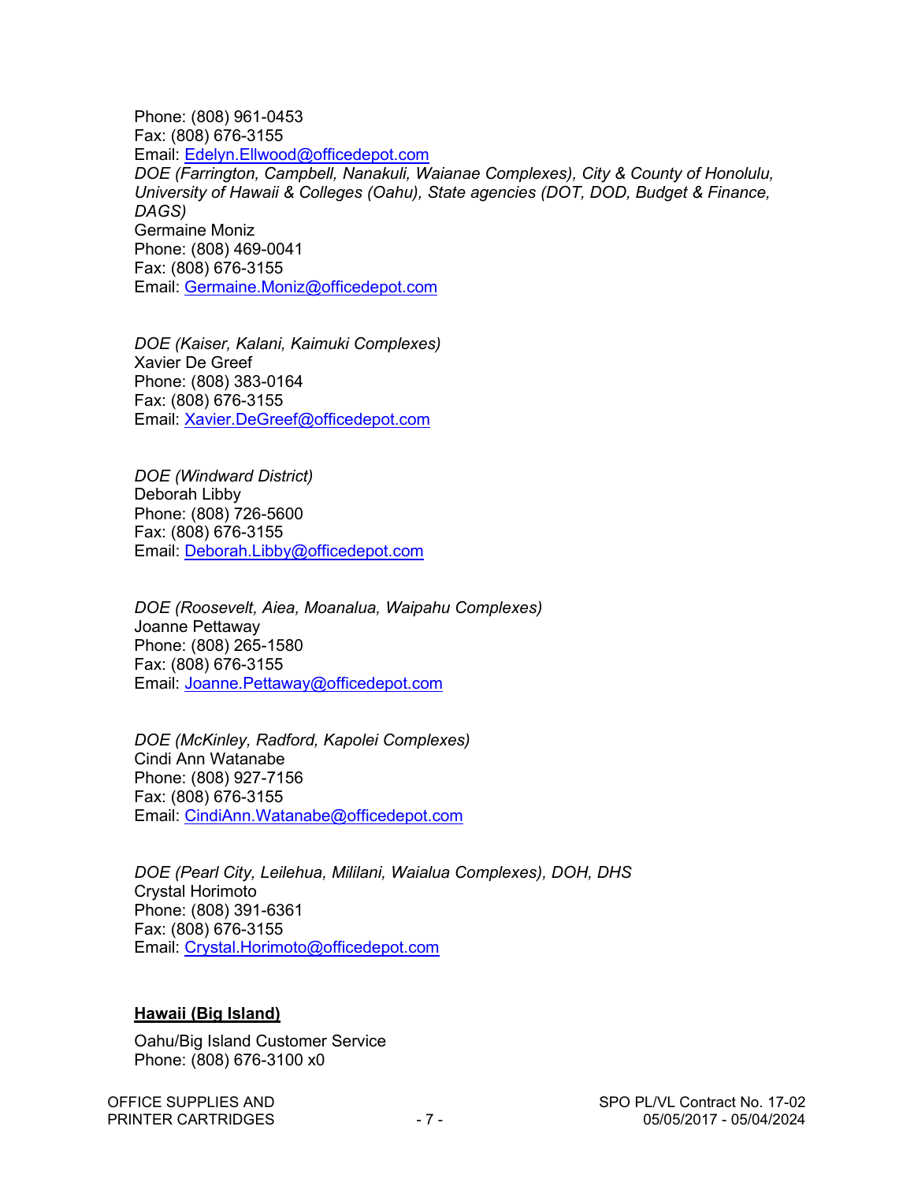Phone: (808) 961-0453
Fax: (808) 676-3155
Email: Edelyn.Ellwood@officedepot.com

*DOE (Farrington, Campbell, Nanakuli, Waianae Complexes), City & County of Honolulu, University of Hawaii & Colleges (Oahu), State agencies (DOT, DOD, Budget & Finance, DAGS)*
Germaine Moniz
Phone: (808) 469-0041
Fax: (808) 676-3155
Email: Germaine.Moniz@officedepot.com

*DOE (Kaiser, Kalani, Kaimuki Complexes)*
Xavier De Greef
Phone: (808) 383-0164
Fax: (808) 676-3155
Email: Xavier.DeGreef@officedepot.com

*DOE (Windward District)*
Deborah Libby
Phone: (808) 726-5600
Fax: (808) 676-3155
Email: Deborah.Libby@officedepot.com

*DOE (Roosevelt, Aiea, Moanalua, Waipahu Complexes)*
Joanne Pettaway
Phone: (808) 265-1580
Fax: (808) 676-3155
Email: Joanne.Pettaway@officedepot.com

*DOE (McKinley, Radford, Kapolei Complexes)*
Cindi Ann Watanabe
Phone: (808) 927-7156
Fax: (808) 676-3155
Email: CindiAnn.Watanabe@officedepot.com

*DOE (Pearl City, Leilehua, Mililani, Waialua Complexes), DOH, DHS*
Crystal Horimoto
Phone: (808) 391-6361
Fax: (808) 676-3155
Email: Crystal.Horimoto@officedepot.com

**<u>Hawaii (Big Island)</u>**

Oahu/Big Island Customer Service
Phone: (808) 676-3100 x0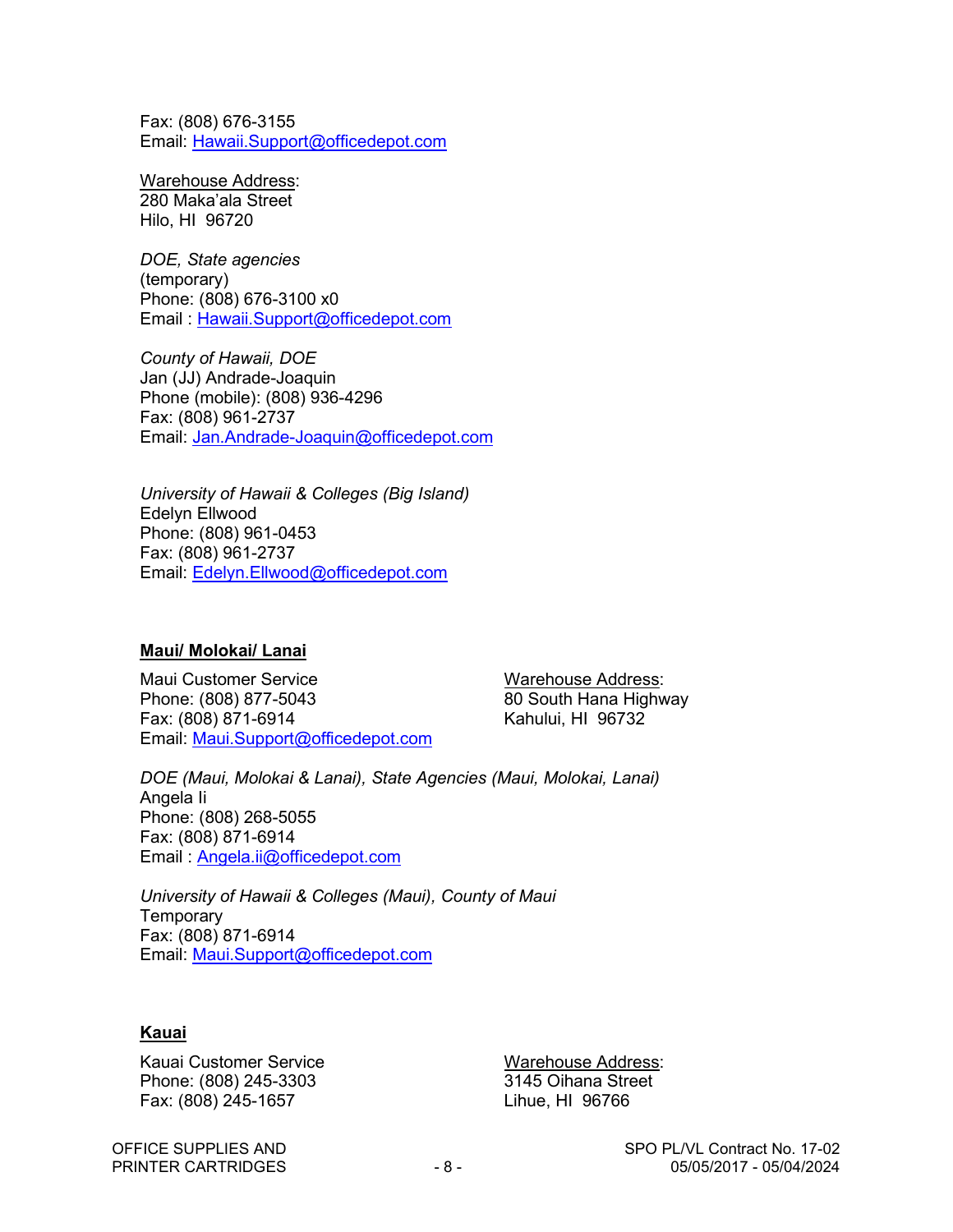Fax: (808) 676-3155
Email: Hawaii.Support@officedepot.com

Warehouse Address:
280 Maka'ala Street
Hilo, HI  96720

*DOE, State agencies*
(temporary)
Phone: (808) 676-3100 x0
Email : Hawaii.Support@officedepot.com

*County of Hawaii, DOE*
Jan (JJ) Andrade-Joaquin
Phone (mobile): (808) 936-4296
Fax: (808) 961-2737
Email: Jan.Andrade-Joaquin@officedepot.com

*University of Hawaii & Colleges (Big Island)*
Edelyn Ellwood
Phone: (808) 961-0453
Fax: (808) 961-2737
Email: Edelyn.Ellwood@officedepot.com

**Maui/ Molokai/ Lanai**

Maui Customer Service
Phone: (808) 877-5043
Fax: (808) 871-6914
Email: Maui.Support@officedepot.com

Warehouse Address:
80 South Hana Highway
Kahului, HI  96732

*DOE (Maui, Molokai & Lanai), State Agencies (Maui, Molokai, Lanai)*
Angela Ii
Phone: (808) 268-5055
Fax: (808) 871-6914
Email : Angela.ii@officedepot.com

*University of Hawaii & Colleges (Maui), County of Maui*
Temporary
Fax: (808) 871-6914
Email: Maui.Support@officedepot.com

**Kauai**

Kauai Customer Service
Phone: (808) 245-3303
Fax: (808) 245-1657

Warehouse Address:
3145 Oihana Street
Lihue, HI  96766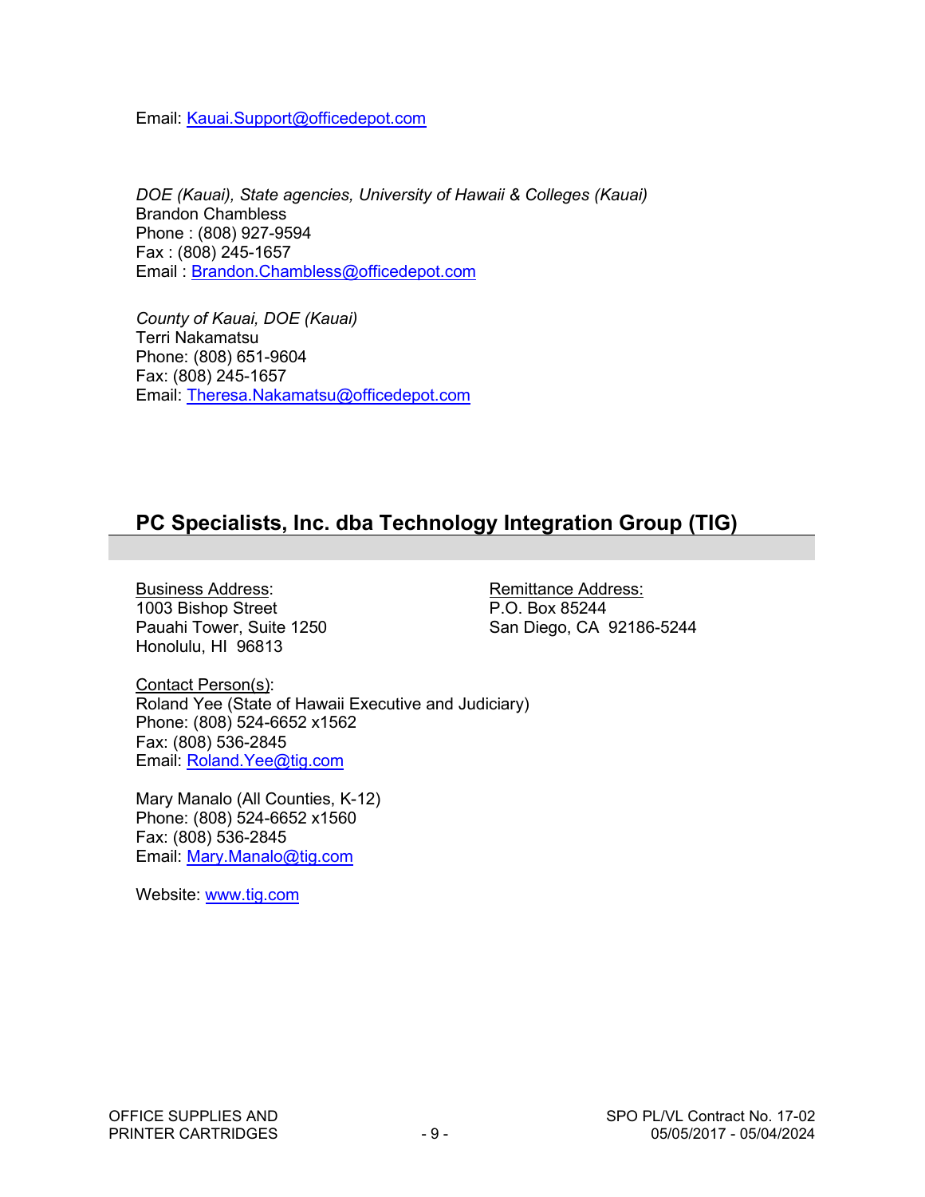Email: Kauai.Support@officedepot.com

*DOE (Kauai), State agencies, University of Hawaii & Colleges (Kauai)*
Brandon Chambless
Phone : (808) 927-9594
Fax : (808) 245-1657
Email : Brandon.Chambless@officedepot.com

*County of Kauai, DOE (Kauai)*
Terri Nakamatsu
Phone: (808) 651-9604
Fax: (808) 245-1657
Email: Theresa.Nakamatsu@officedepot.com

## PC Specialists, Inc. dba Technology Integration Group (TIG)

Business Address:
1003 Bishop Street
Pauahi Tower, Suite 1250
Honolulu, HI 96813

Remittance Address:
P.O. Box 85244
San Diego, CA 92186-5244

Contact Person(s):
Roland Yee (State of Hawaii Executive and Judiciary)
Phone: (808) 524-6652 x1562
Fax: (808) 536-2845
Email: Roland.Yee@tig.com

Mary Manalo (All Counties, K-12)
Phone: (808) 524-6652 x1560
Fax: (808) 536-2845
Email: Mary.Manalo@tig.com

Website: www.tig.com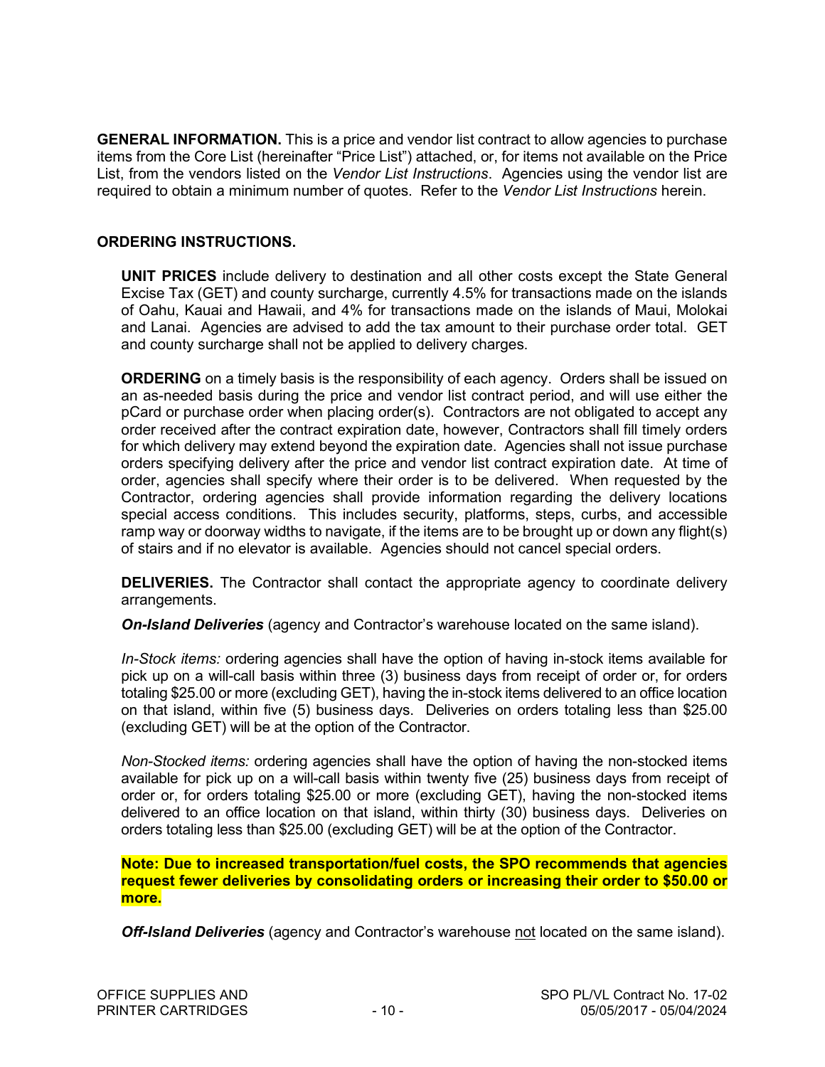**GENERAL INFORMATION.** This is a price and vendor list contract to allow agencies to purchase items from the Core List (hereinafter "Price List") attached, or, for items not available on the Price List, from the vendors listed on the *Vendor List Instructions*. Agencies using the vendor list are required to obtain a minimum number of quotes. Refer to the *Vendor List Instructions* herein.

**ORDERING INSTRUCTIONS.**

**UNIT PRICES** include delivery to destination and all other costs except the State General Excise Tax (GET) and county surcharge, currently 4.5% for transactions made on the islands of Oahu, Kauai and Hawaii, and 4% for transactions made on the islands of Maui, Molokai and Lanai. Agencies are advised to add the tax amount to their purchase order total. GET and county surcharge shall not be applied to delivery charges.

**ORDERING** on a timely basis is the responsibility of each agency. Orders shall be issued on an as-needed basis during the price and vendor list contract period, and will use either the pCard or purchase order when placing order(s). Contractors are not obligated to accept any order received after the contract expiration date, however, Contractors shall fill timely orders for which delivery may extend beyond the expiration date. Agencies shall not issue purchase orders specifying delivery after the price and vendor list contract expiration date. At time of order, agencies shall specify where their order is to be delivered. When requested by the Contractor, ordering agencies shall provide information regarding the delivery locations special access conditions. This includes security, platforms, steps, curbs, and accessible ramp way or doorway widths to navigate, if the items are to be brought up or down any flight(s) of stairs and if no elevator is available. Agencies should not cancel special orders.

**DELIVERIES.** The Contractor shall contact the appropriate agency to coordinate delivery arrangements.

***On-Island Deliveries*** (agency and Contractor's warehouse located on the same island).

*In-Stock items:* ordering agencies shall have the option of having in-stock items available for pick up on a will-call basis within three (3) business days from receipt of order or, for orders totaling $25.00 or more (excluding GET), having the in-stock items delivered to an office location on that island, within five (5) business days. Deliveries on orders totaling less than $25.00 (excluding GET) will be at the option of the Contractor.

*Non-Stocked items:* ordering agencies shall have the option of having the non-stocked items available for pick up on a will-call basis within twenty five (25) business days from receipt of order or, for orders totaling $25.00 or more (excluding GET), having the non-stocked items delivered to an office location on that island, within thirty (30) business days. Deliveries on orders totaling less than $25.00 (excluding GET) will be at the option of the Contractor.

**Note: Due to increased transportation/fuel costs, the SPO recommends that agencies request fewer deliveries by consolidating orders or increasing their order to $50.00 or more.**

***Off-Island Deliveries*** (agency and Contractor's warehouse not located on the same island).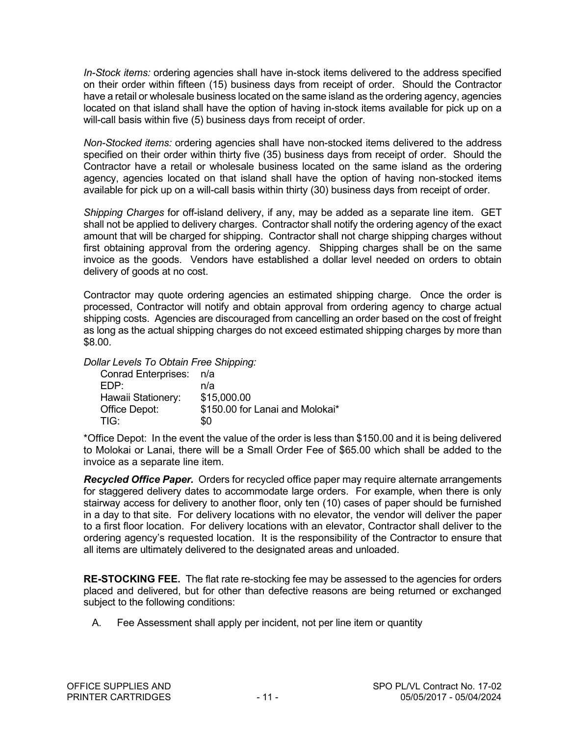*In-Stock items:* ordering agencies shall have in-stock items delivered to the address specified on their order within fifteen (15) business days from receipt of order. Should the Contractor have a retail or wholesale business located on the same island as the ordering agency, agencies located on that island shall have the option of having in-stock items available for pick up on a will-call basis within five (5) business days from receipt of order.

*Non-Stocked items:* ordering agencies shall have non-stocked items delivered to the address specified on their order within thirty five (35) business days from receipt of order. Should the Contractor have a retail or wholesale business located on the same island as the ordering agency, agencies located on that island shall have the option of having non-stocked items available for pick up on a will-call basis within thirty (30) business days from receipt of order.

*Shipping Charges* for off-island delivery, if any, may be added as a separate line item. GET shall not be applied to delivery charges. Contractor shall notify the ordering agency of the exact amount that will be charged for shipping. Contractor shall not charge shipping charges without first obtaining approval from the ordering agency. Shipping charges shall be on the same invoice as the goods. Vendors have established a dollar level needed on orders to obtain delivery of goods at no cost.

Contractor may quote ordering agencies an estimated shipping charge. Once the order is processed, Contractor will notify and obtain approval from ordering agency to charge actual shipping costs. Agencies are discouraged from cancelling an order based on the cost of freight as long as the actual shipping charges do not exceed estimated shipping charges by more than $8.00.

*Dollar Levels To Obtain Free Shipping:*

| | |
|---|---|
| Conrad Enterprises: | n/a |
| EDP: | n/a |
| Hawaii Stationery: | $15,000.00 |
| Office Depot: | $150.00 for Lanai and Molokai* |
| TIG: | $0 |

*Office Depot: In the event the value of the order is less than $150.00 and it is being delivered to Molokai or Lanai, there will be a Small Order Fee of $65.00 which shall be added to the invoice as a separate line item.

***Recycled Office Paper.*** Orders for recycled office paper may require alternate arrangements for staggered delivery dates to accommodate large orders. For example, when there is only stairway access for delivery to another floor, only ten (10) cases of paper should be furnished in a day to that site. For delivery locations with no elevator, the vendor will deliver the paper to a first floor location. For delivery locations with an elevator, Contractor shall deliver to the ordering agency's requested location. It is the responsibility of the Contractor to ensure that all items are ultimately delivered to the designated areas and unloaded.

**RE-STOCKING FEE.** The flat rate re-stocking fee may be assessed to the agencies for orders placed and delivered, but for other than defective reasons are being returned or exchanged subject to the following conditions:

A. Fee Assessment shall apply per incident, not per line item or quantity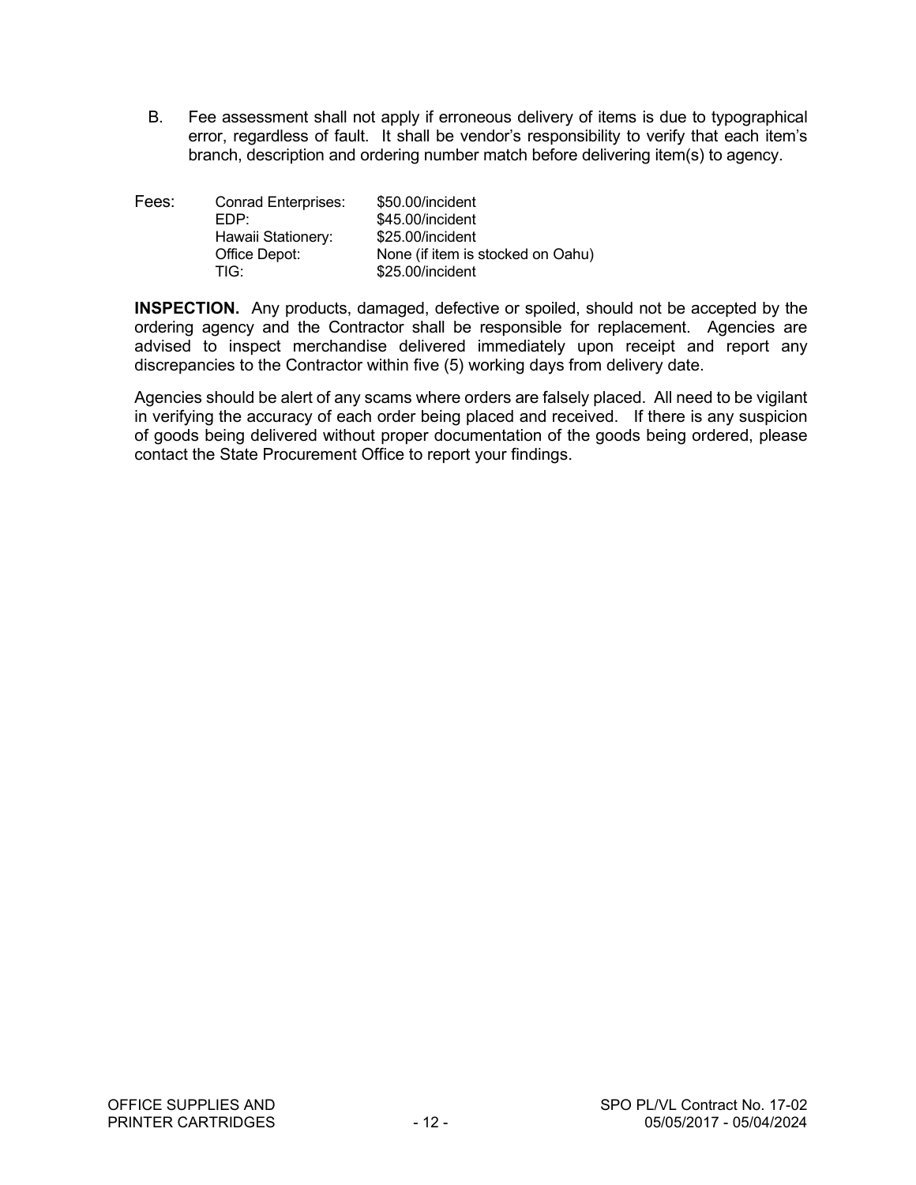B. Fee assessment shall not apply if erroneous delivery of items is due to typographical error, regardless of fault. It shall be vendor's responsibility to verify that each item's branch, description and ordering number match before delivering item(s) to agency.

| Fees: | | |
|---|---|---|
| | Conrad Enterprises: | \$50.00/incident |
| | EDP: | \$45.00/incident |
| | Hawaii Stationery: | \$25.00/incident |
| | Office Depot: | None (if item is stocked on Oahu) |
| | TIG: | \$25.00/incident |

**INSPECTION.** Any products, damaged, defective or spoiled, should not be accepted by the ordering agency and the Contractor shall be responsible for replacement. Agencies are advised to inspect merchandise delivered immediately upon receipt and report any discrepancies to the Contractor within five (5) working days from delivery date.

Agencies should be alert of any scams where orders are falsely placed. All need to be vigilant in verifying the accuracy of each order being placed and received. If there is any suspicion of goods being delivered without proper documentation of the goods being ordered, please contact the State Procurement Office to report your findings.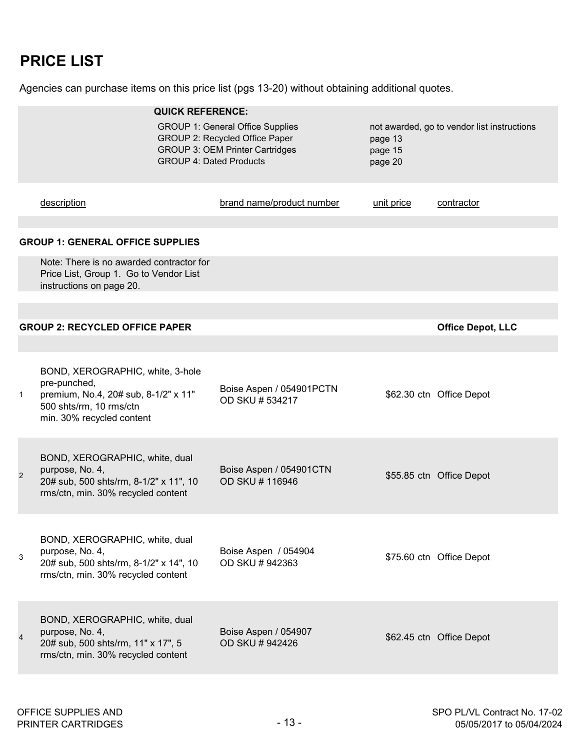## PRICE LIST

Agencies can purchase items on this price list (pgs 13-20) without obtaining additional quotes.

**QUICK REFERENCE:**

| | |
|---|---|
| GROUP 1: General Office Supplies | not awarded, go to vendor list instructions |
| GROUP 2: Recycled Office Paper | page 13 |
| GROUP 3: OEM Printer Cartridges | page 15 |
| GROUP 4: Dated Products | page 20 |

| | description | brand name/product number | unit price | contractor |
|---|---|---|---|---|
| | **GROUP 1: GENERAL OFFICE SUPPLIES** | | | |
| | Note: There is no awarded contractor for Price List, Group 1. Go to Vendor List instructions on page 20. | | | |
| | **GROUP 2: RECYCLED OFFICE PAPER** | | | **Office Depot, LLC** |
| 1 | BOND, XEROGRAPHIC, white, 3-hole pre-punched, premium, No.4, 20# sub, 8-1/2" x 11" 500 shts/rm, 10 rms/ctn min. 30% recycled content | Boise Aspen / 054901PCTN OD SKU # 534217 | $62.30 ctn | Office Depot |
| 2 | BOND, XEROGRAPHIC, white, dual purpose, No. 4, 20# sub, 500 shts/rm, 8-1/2" x 11", 10 rms/ctn, min. 30% recycled content | Boise Aspen / 054901CTN OD SKU # 116946 | $55.85 ctn | Office Depot |
| 3 | BOND, XEROGRAPHIC, white, dual purpose, No. 4, 20# sub, 500 shts/rm, 8-1/2" x 14", 10 rms/ctn, min. 30% recycled content | Boise Aspen / 054904 OD SKU # 942363 | $75.60 ctn | Office Depot |
| 4 | BOND, XEROGRAPHIC, white, dual purpose, No. 4, 20# sub, 500 shts/rm, 11" x 17", 5 rms/ctn, min. 30% recycled content | Boise Aspen / 054907 OD SKU # 942426 | $62.45 ctn | Office Depot |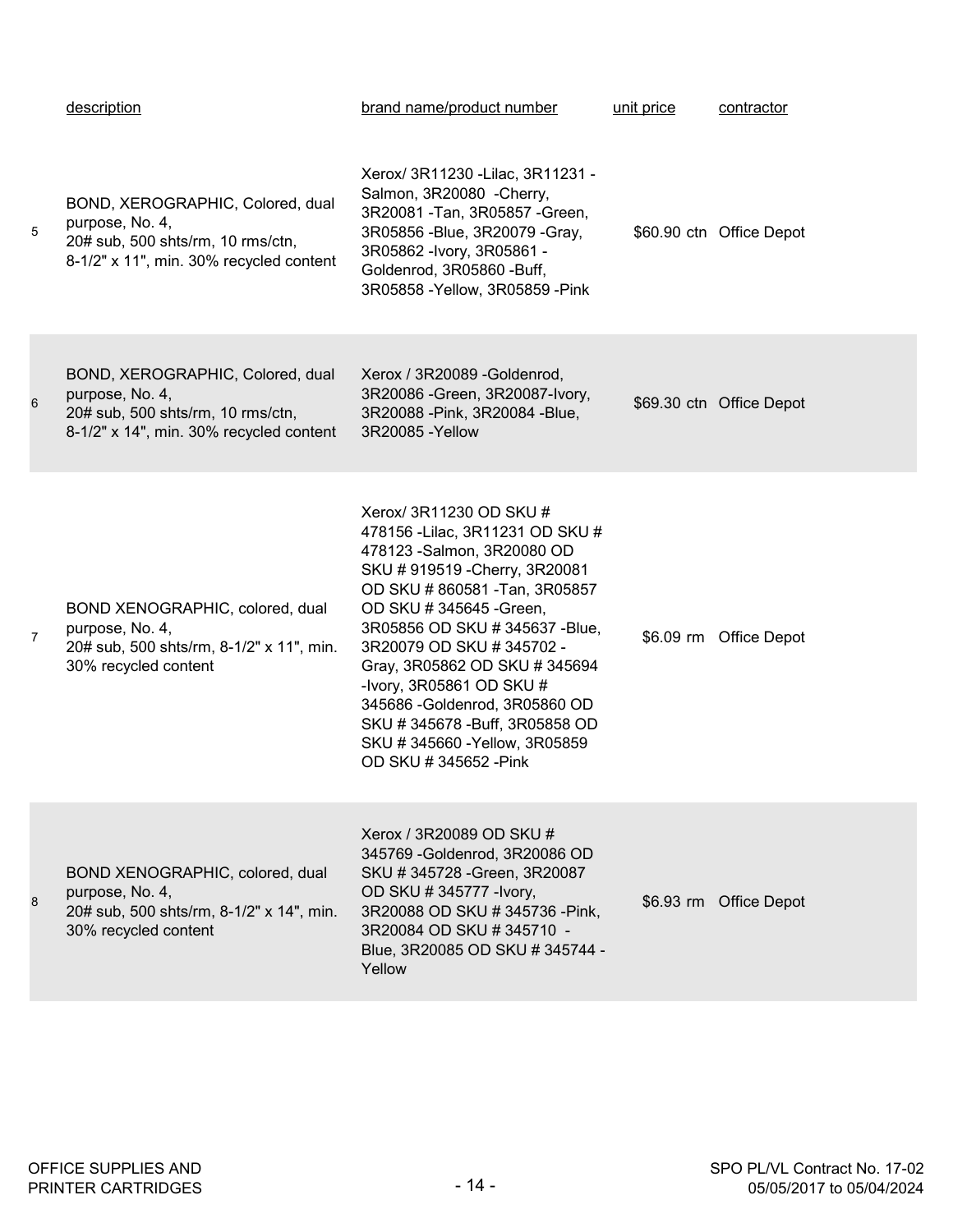| | description | brand name/product number | unit price | contractor |
|---|---|---|---|---|
| 5 | BOND, XEROGRAPHIC, Colored, dual purpose, No. 4, 20# sub, 500 shts/rm, 10 rms/ctn, 8-1/2" x 11", min. 30% recycled content | Xerox/ 3R11230 -Lilac, 3R11231 -Salmon, 3R20080 -Cherry, 3R20081 -Tan, 3R05857 -Green, 3R05856 -Blue, 3R20079 -Gray, 3R05862 -Ivory, 3R05861 -Goldenrod, 3R05860 -Buff, 3R05858 -Yellow, 3R05859 -Pink | $60.90 ctn | Office Depot |
| 6 | BOND, XEROGRAPHIC, Colored, dual purpose, No. 4, 20# sub, 500 shts/rm, 10 rms/ctn, 8-1/2" x 14", min. 30% recycled content | Xerox / 3R20089 -Goldenrod, 3R20086 -Green, 3R20087-Ivory, 3R20088 -Pink, 3R20084 -Blue, 3R20085 -Yellow | $69.30 ctn | Office Depot |
| 7 | BOND XENOGRAPHIC, colored, dual purpose, No. 4, 20# sub, 500 shts/rm, 8-1/2" x 11", min. 30% recycled content | Xerox/ 3R11230 OD SKU # 478156 -Lilac, 3R11231 OD SKU # 478123 -Salmon, 3R20080 OD SKU # 919519 -Cherry, 3R20081 OD SKU # 860581 -Tan, 3R05857 OD SKU # 345645 -Green, 3R05856 OD SKU # 345637 -Blue, 3R20079 OD SKU # 345702 -Gray, 3R05862 OD SKU # 345694 -Ivory, 3R05861 OD SKU # 345686 -Goldenrod, 3R05860 OD SKU # 345678 -Buff, 3R05858 OD SKU # 345660 -Yellow, 3R05859 OD SKU # 345652 -Pink | $6.09 rm | Office Depot |
| 8 | BOND XENOGRAPHIC, colored, dual purpose, No. 4, 20# sub, 500 shts/rm, 8-1/2" x 14", min. 30% recycled content | Xerox / 3R20089 OD SKU # 345769 -Goldenrod, 3R20086 OD SKU # 345728 -Green, 3R20087 OD SKU # 345777 -Ivory, 3R20088 OD SKU # 345736 -Pink, 3R20084 OD SKU # 345710 -Blue, 3R20085 OD SKU # 345744 -Yellow | $6.93 rm | Office Depot |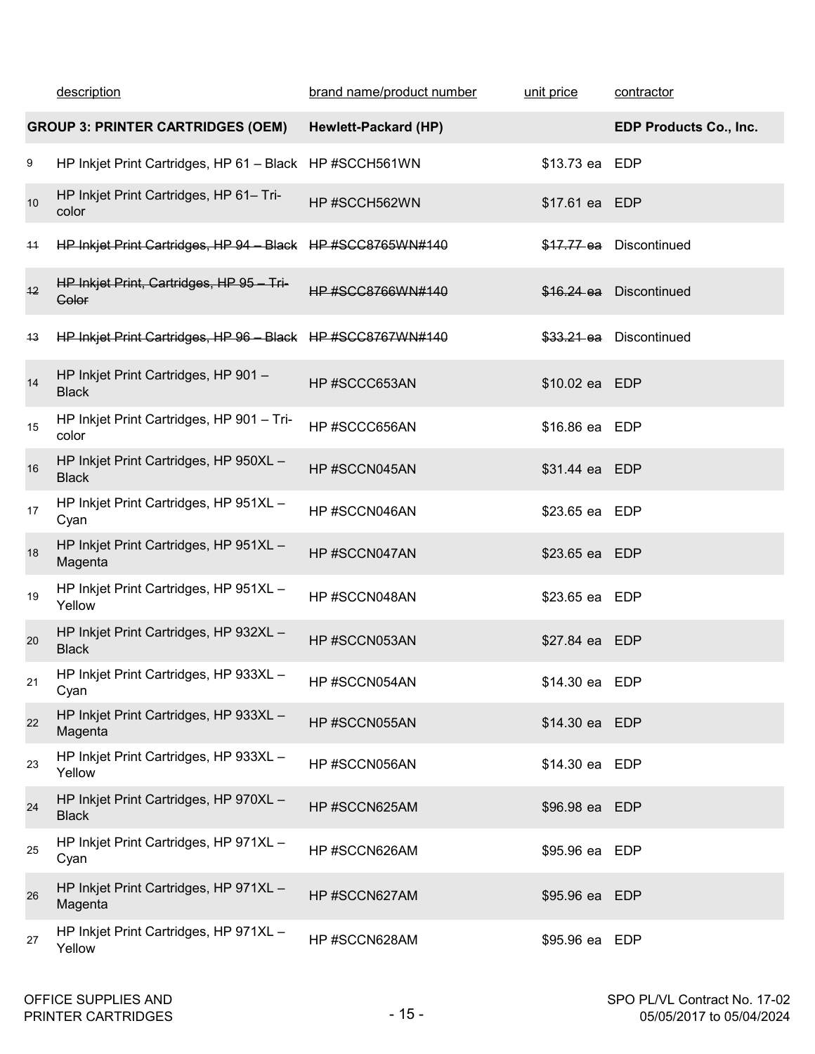| | description | brand name/product number | unit price | contractor |
|---|---|---|---|---|
| | **GROUP 3: PRINTER CARTRIDGES (OEM)** | **Hewlett-Packard (HP)** | | **EDP Products Co., Inc.** |
| 9 | HP Inkjet Print Cartridges, HP 61 – Black | HP #SCCH561WN | $13.73 ea | EDP |
| 10 | HP Inkjet Print Cartridges, HP 61– Tri-color | HP #SCCH562WN | $17.61 ea | EDP |
| ~~11~~ | ~~HP Inkjet Print Cartridges, HP 94 – Black~~ | ~~HP #SCC8765WN#140~~ | ~~$17.77 ea~~ | Discontinued |
| ~~12~~ | ~~HP Inkjet Print, Cartridges, HP 95 – Tri-Color~~ | ~~HP #SCC8766WN#140~~ | ~~$16.24 ea~~ | Discontinued |
| ~~13~~ | ~~HP Inkjet Print Cartridges, HP 96 – Black~~ | ~~HP #SCC8767WN#140~~ | ~~$33.21 ea~~ | Discontinued |
| 14 | HP Inkjet Print Cartridges, HP 901 – Black | HP #SCCC653AN | $10.02 ea | EDP |
| 15 | HP Inkjet Print Cartridges, HP 901 – Tri-color | HP #SCCC656AN | $16.86 ea | EDP |
| 16 | HP Inkjet Print Cartridges, HP 950XL – Black | HP #SCCN045AN | $31.44 ea | EDP |
| 17 | HP Inkjet Print Cartridges, HP 951XL – Cyan | HP #SCCN046AN | $23.65 ea | EDP |
| 18 | HP Inkjet Print Cartridges, HP 951XL – Magenta | HP #SCCN047AN | $23.65 ea | EDP |
| 19 | HP Inkjet Print Cartridges, HP 951XL – Yellow | HP #SCCN048AN | $23.65 ea | EDP |
| 20 | HP Inkjet Print Cartridges, HP 932XL – Black | HP #SCCN053AN | $27.84 ea | EDP |
| 21 | HP Inkjet Print Cartridges, HP 933XL – Cyan | HP #SCCN054AN | $14.30 ea | EDP |
| 22 | HP Inkjet Print Cartridges, HP 933XL – Magenta | HP #SCCN055AN | $14.30 ea | EDP |
| 23 | HP Inkjet Print Cartridges, HP 933XL – Yellow | HP #SCCN056AN | $14.30 ea | EDP |
| 24 | HP Inkjet Print Cartridges, HP 970XL – Black | HP #SCCN625AM | $96.98 ea | EDP |
| 25 | HP Inkjet Print Cartridges, HP 971XL – Cyan | HP #SCCN626AM | $95.96 ea | EDP |
| 26 | HP Inkjet Print Cartridges, HP 971XL – Magenta | HP #SCCN627AM | $95.96 ea | EDP |
| 27 | HP Inkjet Print Cartridges, HP 971XL – Yellow | HP #SCCN628AM | $95.96 ea | EDP |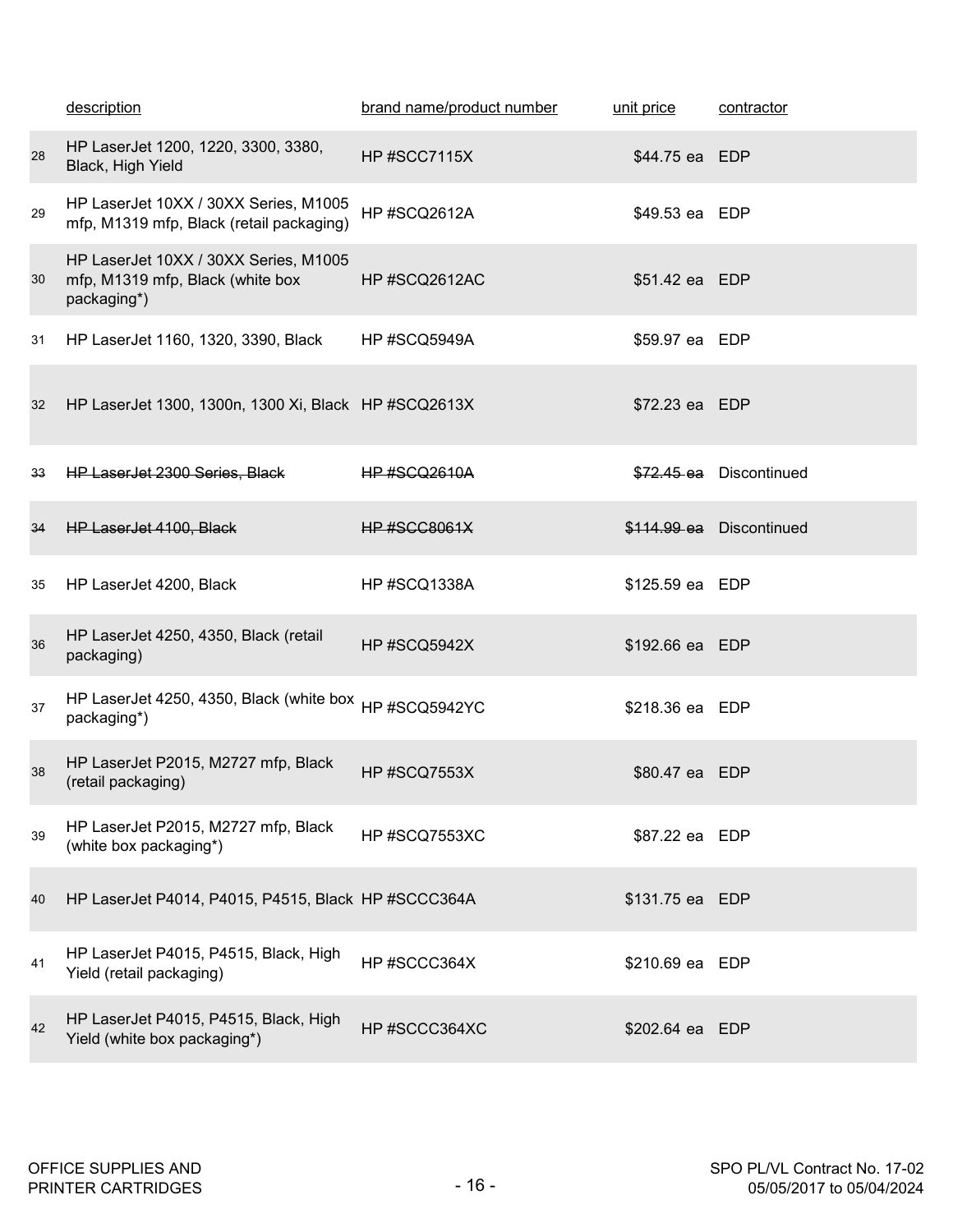| | description | brand name/product number | unit price | contractor |
|---|---|---|---|---|
| 28 | HP LaserJet 1200, 1220, 3300, 3380, Black, High Yield | HP #SCC7115X | $44.75 ea | EDP |
| 29 | HP LaserJet 10XX / 30XX Series, M1005 mfp, M1319 mfp, Black (retail packaging) | HP #SCQ2612A | $49.53 ea | EDP |
| 30 | HP LaserJet 10XX / 30XX Series, M1005 mfp, M1319 mfp, Black (white box packaging*) | HP #SCQ2612AC | $51.42 ea | EDP |
| 31 | HP LaserJet 1160, 1320, 3390, Black | HP #SCQ5949A | $59.97 ea | EDP |
| 32 | HP LaserJet 1300, 1300n, 1300 Xi, Black | HP #SCQ2613X | $72.23 ea | EDP |
| ~~33~~ | ~~HP LaserJet 2300 Series, Black~~ | ~~HP #SCQ2610A~~ | ~~$72.45 ea~~ | Discontinued |
| ~~34~~ | ~~HP LaserJet 4100, Black~~ | ~~HP #SCC8061X~~ | ~~$114.99 ea~~ | Discontinued |
| 35 | HP LaserJet 4200, Black | HP #SCQ1338A | $125.59 ea | EDP |
| 36 | HP LaserJet 4250, 4350, Black (retail packaging) | HP #SCQ5942X | $192.66 ea | EDP |
| 37 | HP LaserJet 4250, 4350, Black (white box packaging*) | HP #SCQ5942YC | $218.36 ea | EDP |
| 38 | HP LaserJet P2015, M2727 mfp, Black (retail packaging) | HP #SCQ7553X | $80.47 ea | EDP |
| 39 | HP LaserJet P2015, M2727 mfp, Black (white box packaging*) | HP #SCQ7553XC | $87.22 ea | EDP |
| 40 | HP LaserJet P4014, P4015, P4515, Black | HP #SCCC364A | $131.75 ea | EDP |
| 41 | HP LaserJet P4015, P4515, Black, High Yield (retail packaging) | HP #SCCC364X | $210.69 ea | EDP |
| 42 | HP LaserJet P4015, P4515, Black, High Yield (white box packaging*) | HP #SCCC364XC | $202.64 ea | EDP |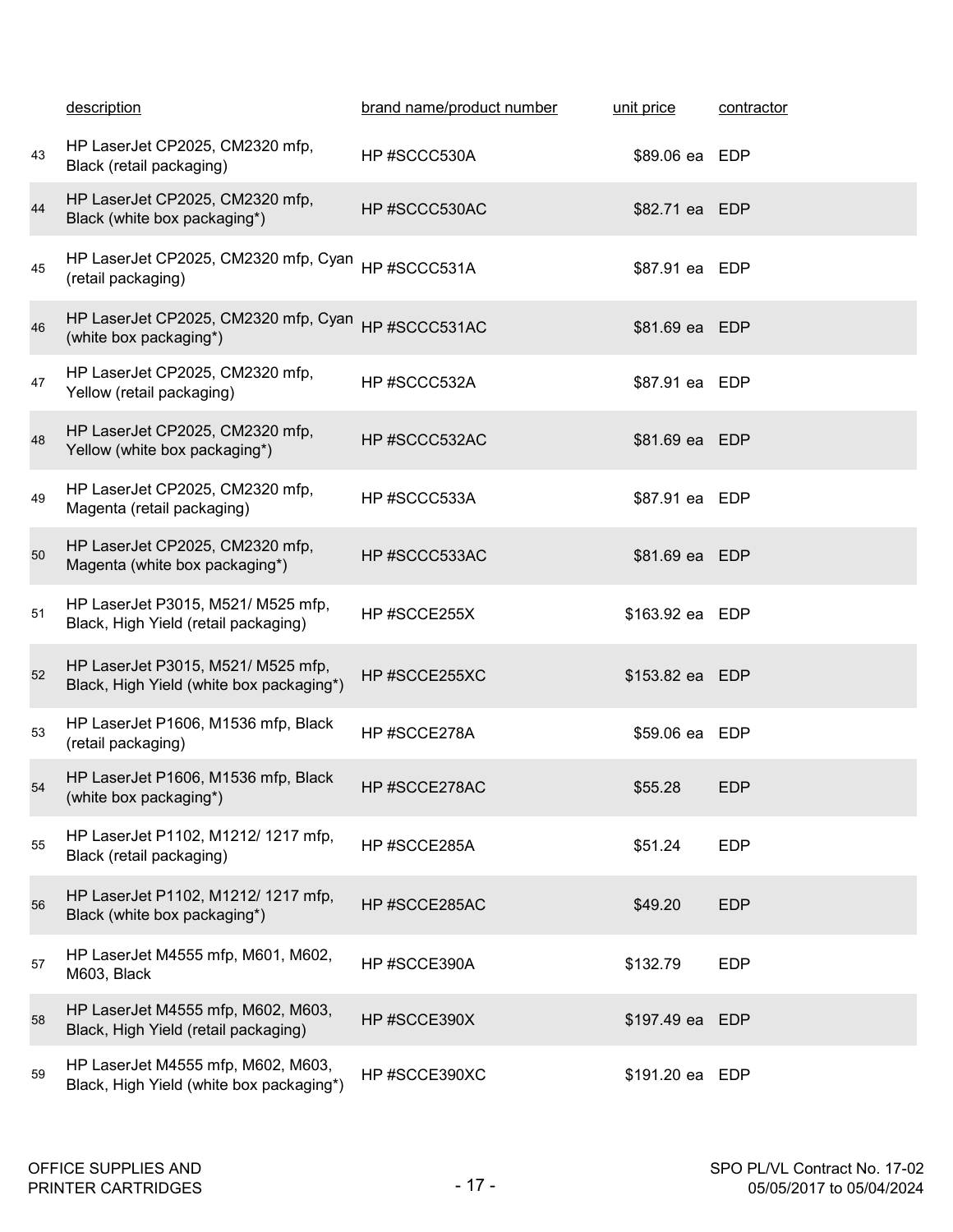| | description | brand name/product number | unit price | contractor |
|---|---|---|---|---|
| 43 | HP LaserJet CP2025, CM2320 mfp, Black (retail packaging) | HP #SCCC530A | $89.06 ea | EDP |
| 44 | HP LaserJet CP2025, CM2320 mfp, Black (white box packaging*) | HP #SCCC530AC | $82.71 ea | EDP |
| 45 | HP LaserJet CP2025, CM2320 mfp, Cyan (retail packaging) | HP #SCCC531A | $87.91 ea | EDP |
| 46 | HP LaserJet CP2025, CM2320 mfp, Cyan (white box packaging*) | HP #SCCC531AC | $81.69 ea | EDP |
| 47 | HP LaserJet CP2025, CM2320 mfp, Yellow (retail packaging) | HP #SCCC532A | $87.91 ea | EDP |
| 48 | HP LaserJet CP2025, CM2320 mfp, Yellow (white box packaging*) | HP #SCCC532AC | $81.69 ea | EDP |
| 49 | HP LaserJet CP2025, CM2320 mfp, Magenta (retail packaging) | HP #SCCC533A | $87.91 ea | EDP |
| 50 | HP LaserJet CP2025, CM2320 mfp, Magenta (white box packaging*) | HP #SCCC533AC | $81.69 ea | EDP |
| 51 | HP LaserJet P3015, M521/ M525 mfp, Black, High Yield (retail packaging) | HP #SCCE255X | $163.92 ea | EDP |
| 52 | HP LaserJet P3015, M521/ M525 mfp, Black, High Yield (white box packaging*) | HP #SCCE255XC | $153.82 ea | EDP |
| 53 | HP LaserJet P1606, M1536 mfp, Black (retail packaging) | HP #SCCE278A | $59.06 ea | EDP |
| 54 | HP LaserJet P1606, M1536 mfp, Black (white box packaging*) | HP #SCCE278AC | $55.28 | EDP |
| 55 | HP LaserJet P1102, M1212/ 1217 mfp, Black (retail packaging) | HP #SCCE285A | $51.24 | EDP |
| 56 | HP LaserJet P1102, M1212/ 1217 mfp, Black (white box packaging*) | HP #SCCE285AC | $49.20 | EDP |
| 57 | HP LaserJet M4555 mfp, M601, M602, M603, Black | HP #SCCE390A | $132.79 | EDP |
| 58 | HP LaserJet M4555 mfp, M602, M603, Black, High Yield (retail packaging) | HP #SCCE390X | $197.49 ea | EDP |
| 59 | HP LaserJet M4555 mfp, M602, M603, Black, High Yield (white box packaging*) | HP #SCCE390XC | $191.20 ea | EDP |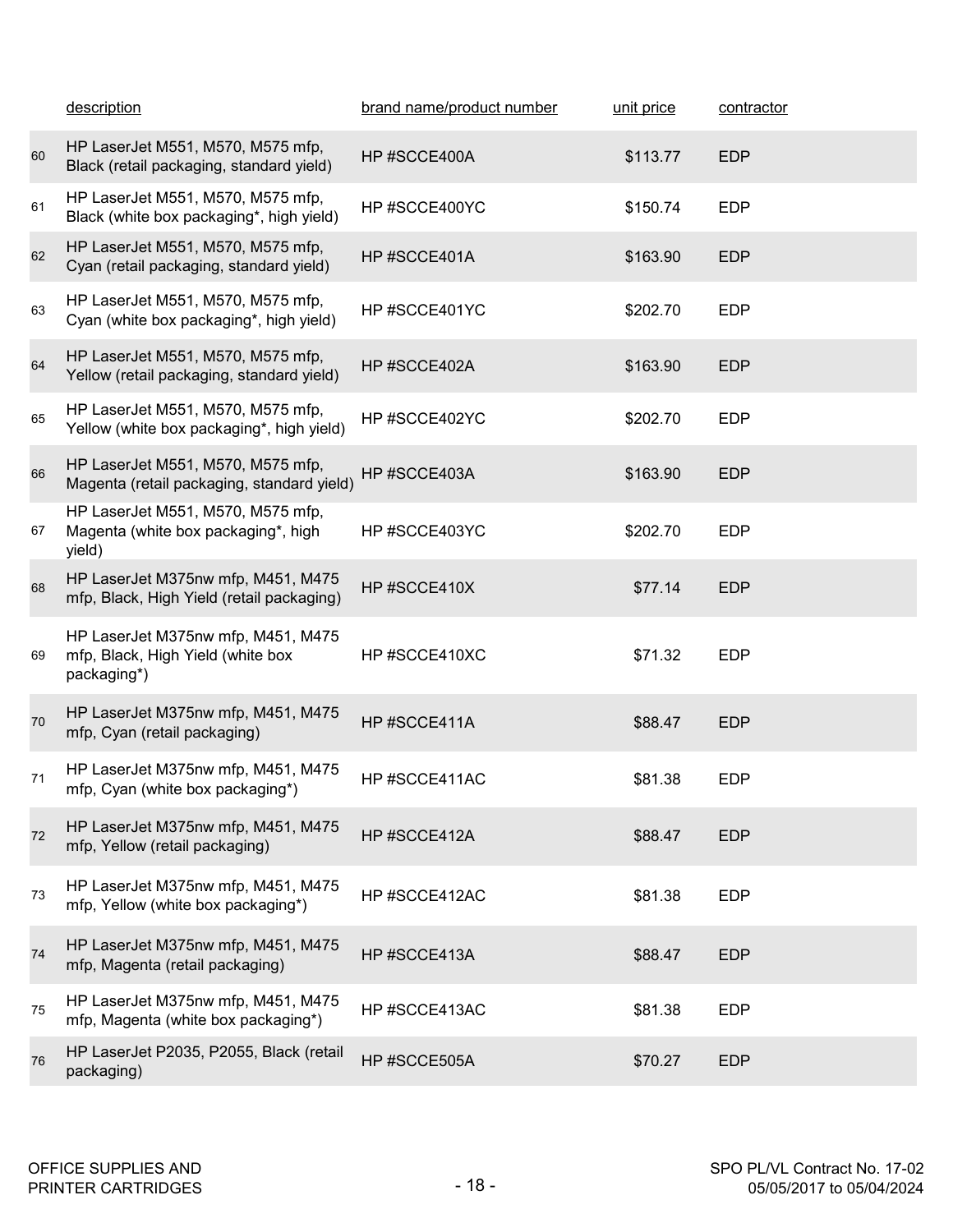| | description | brand name/product number | unit price | contractor |
|---|---|---|---|---|
| 60 | HP LaserJet M551, M570, M575 mfp, Black (retail packaging, standard yield) | HP #SCCE400A | $113.77 | EDP |
| 61 | HP LaserJet M551, M570, M575 mfp, Black (white box packaging*, high yield) | HP #SCCE400YC | $150.74 | EDP |
| 62 | HP LaserJet M551, M570, M575 mfp, Cyan (retail packaging, standard yield) | HP #SCCE401A | $163.90 | EDP |
| 63 | HP LaserJet M551, M570, M575 mfp, Cyan (white box packaging*, high yield) | HP #SCCE401YC | $202.70 | EDP |
| 64 | HP LaserJet M551, M570, M575 mfp, Yellow (retail packaging, standard yield) | HP #SCCE402A | $163.90 | EDP |
| 65 | HP LaserJet M551, M570, M575 mfp, Yellow (white box packaging*, high yield) | HP #SCCE402YC | $202.70 | EDP |
| 66 | HP LaserJet M551, M570, M575 mfp, Magenta (retail packaging, standard yield) | HP #SCCE403A | $163.90 | EDP |
| 67 | HP LaserJet M551, M570, M575 mfp, Magenta (white box packaging*, high yield) | HP #SCCE403YC | $202.70 | EDP |
| 68 | HP LaserJet M375nw mfp, M451, M475 mfp, Black, High Yield (retail packaging) | HP #SCCE410X | $77.14 | EDP |
| 69 | HP LaserJet M375nw mfp, M451, M475 mfp, Black, High Yield (white box packaging*) | HP #SCCE410XC | $71.32 | EDP |
| 70 | HP LaserJet M375nw mfp, M451, M475 mfp, Cyan (retail packaging) | HP #SCCE411A | $88.47 | EDP |
| 71 | HP LaserJet M375nw mfp, M451, M475 mfp, Cyan (white box packaging*) | HP #SCCE411AC | $81.38 | EDP |
| 72 | HP LaserJet M375nw mfp, M451, M475 mfp, Yellow (retail packaging) | HP #SCCE412A | $88.47 | EDP |
| 73 | HP LaserJet M375nw mfp, M451, M475 mfp, Yellow (white box packaging*) | HP #SCCE412AC | $81.38 | EDP |
| 74 | HP LaserJet M375nw mfp, M451, M475 mfp, Magenta (retail packaging) | HP #SCCE413A | $88.47 | EDP |
| 75 | HP LaserJet M375nw mfp, M451, M475 mfp, Magenta (white box packaging*) | HP #SCCE413AC | $81.38 | EDP |
| 76 | HP LaserJet P2035, P2055, Black (retail packaging) | HP #SCCE505A | $70.27 | EDP |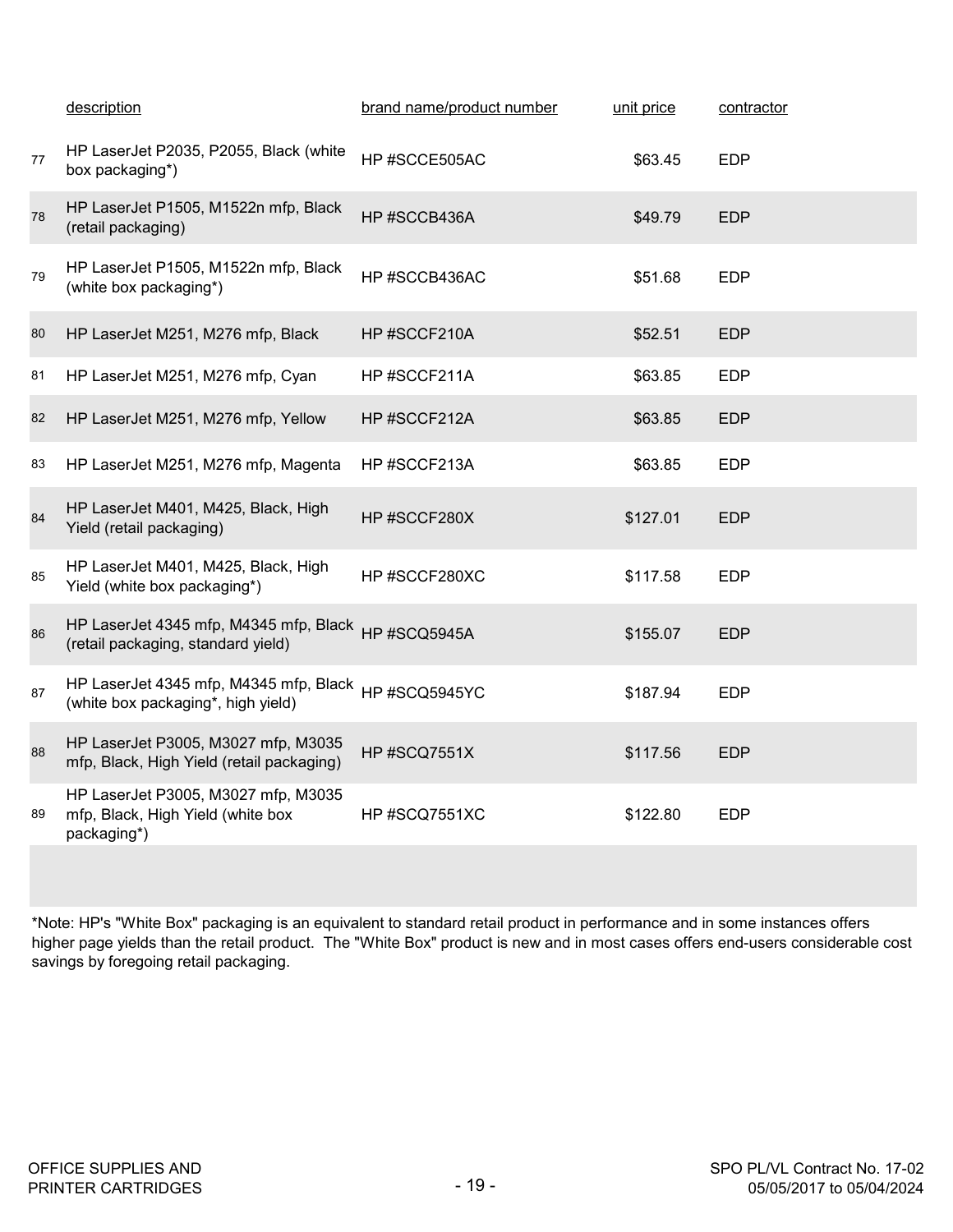| | description | brand name/product number | unit price | contractor |
|---|---|---|---|---|
| 77 | HP LaserJet P2035, P2055, Black (white box packaging*) | HP #SCCE505AC | $63.45 | EDP |
| 78 | HP LaserJet P1505, M1522n mfp, Black (retail packaging) | HP #SCCB436A | $49.79 | EDP |
| 79 | HP LaserJet P1505, M1522n mfp, Black (white box packaging*) | HP #SCCB436AC | $51.68 | EDP |
| 80 | HP LaserJet M251, M276 mfp, Black | HP #SCCF210A | $52.51 | EDP |
| 81 | HP LaserJet M251, M276 mfp, Cyan | HP #SCCF211A | $63.85 | EDP |
| 82 | HP LaserJet M251, M276 mfp, Yellow | HP #SCCF212A | $63.85 | EDP |
| 83 | HP LaserJet M251, M276 mfp, Magenta | HP #SCCF213A | $63.85 | EDP |
| 84 | HP LaserJet M401, M425, Black, High Yield (retail packaging) | HP #SCCF280X | $127.01 | EDP |
| 85 | HP LaserJet M401, M425, Black, High Yield (white box packaging*) | HP #SCCF280XC | $117.58 | EDP |
| 86 | HP LaserJet 4345 mfp, M4345 mfp, Black (retail packaging, standard yield) | HP #SCQ5945A | $155.07 | EDP |
| 87 | HP LaserJet 4345 mfp, M4345 mfp, Black (white box packaging*, high yield) | HP #SCQ5945YC | $187.94 | EDP |
| 88 | HP LaserJet P3005, M3027 mfp, M3035 mfp, Black, High Yield (retail packaging) | HP #SCQ7551X | $117.56 | EDP |
| 89 | HP LaserJet P3005, M3027 mfp, M3035 mfp, Black, High Yield (white box packaging*) | HP #SCQ7551XC | $122.80 | EDP |

*Note: HP's "White Box" packaging is an equivalent to standard retail product in performance and in some instances offers higher page yields than the retail product. The "White Box" product is new and in most cases offers end-users considerable cost savings by foregoing retail packaging.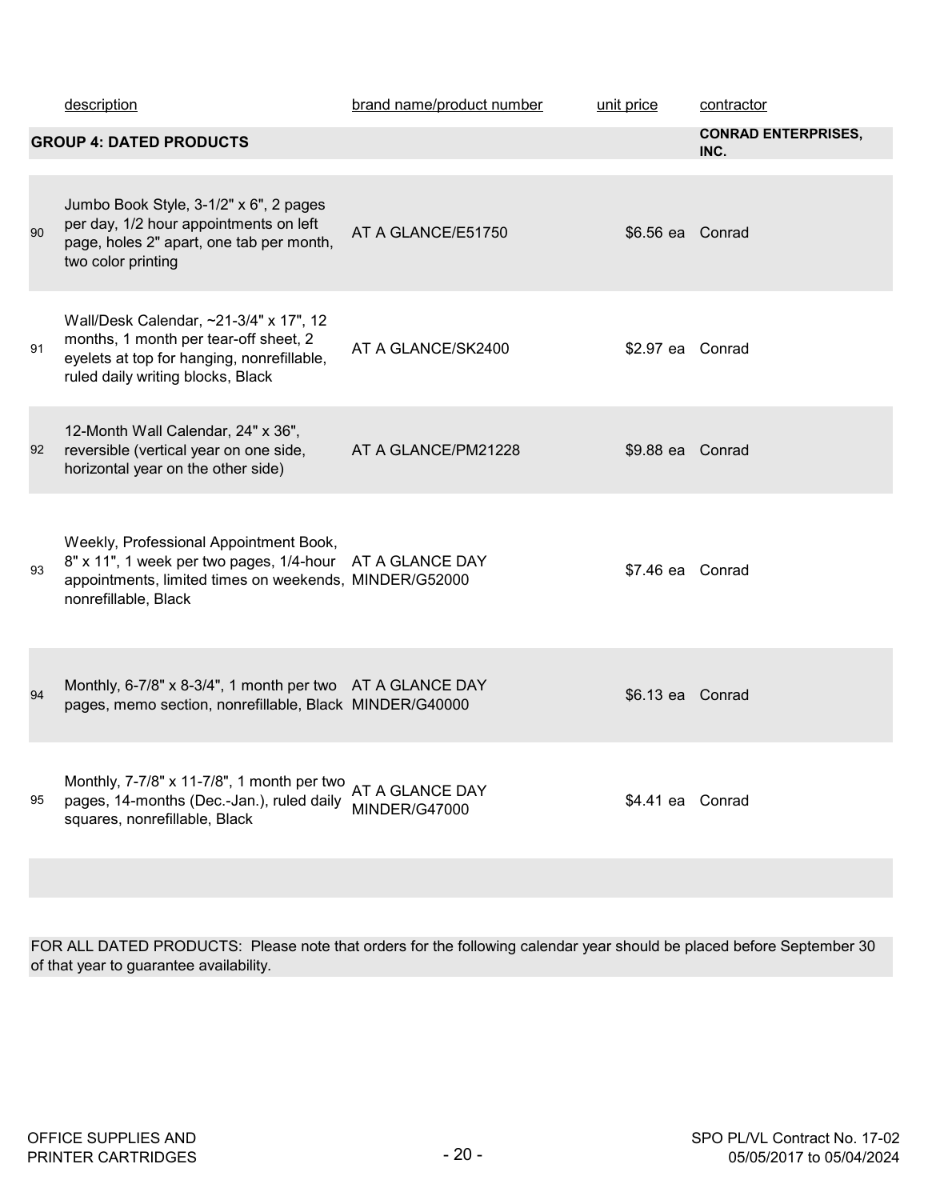| | description | brand name/product number | unit price | contractor |
|---|---|---|---|---|
| | **GROUP 4: DATED PRODUCTS** | | | **CONRAD ENTERPRISES, INC.** |
| 90 | Jumbo Book Style, 3-1/2" x 6", 2 pages per day, 1/2 hour appointments on left page, holes 2" apart, one tab per month, two color printing | AT A GLANCE/E51750 | $6.56 ea | Conrad |
| 91 | Wall/Desk Calendar, ~21-3/4" x 17", 12 months, 1 month per tear-off sheet, 2 eyelets at top for hanging, nonrefillable, ruled daily writing blocks, Black | AT A GLANCE/SK2400 | $2.97 ea | Conrad |
| 92 | 12-Month Wall Calendar, 24" x 36", reversible (vertical year on one side, horizontal year on the other side) | AT A GLANCE/PM21228 | $9.88 ea | Conrad |
| 93 | Weekly, Professional Appointment Book, 8" x 11", 1 week per two pages, 1/4-hour appointments, limited times on weekends, nonrefillable, Black | AT A GLANCE DAY MINDER/G52000 | $7.46 ea | Conrad |
| 94 | Monthly, 6-7/8" x 8-3/4", 1 month per two pages, memo section, nonrefillable, Black | AT A GLANCE DAY MINDER/G40000 | $6.13 ea | Conrad |
| 95 | Monthly, 7-7/8" x 11-7/8", 1 month per two pages, 14-months (Dec.-Jan.), ruled daily squares, nonrefillable, Black | AT A GLANCE DAY MINDER/G47000 | $4.41 ea | Conrad |

FOR ALL DATED PRODUCTS: Please note that orders for the following calendar year should be placed before September 30 of that year to guarantee availability.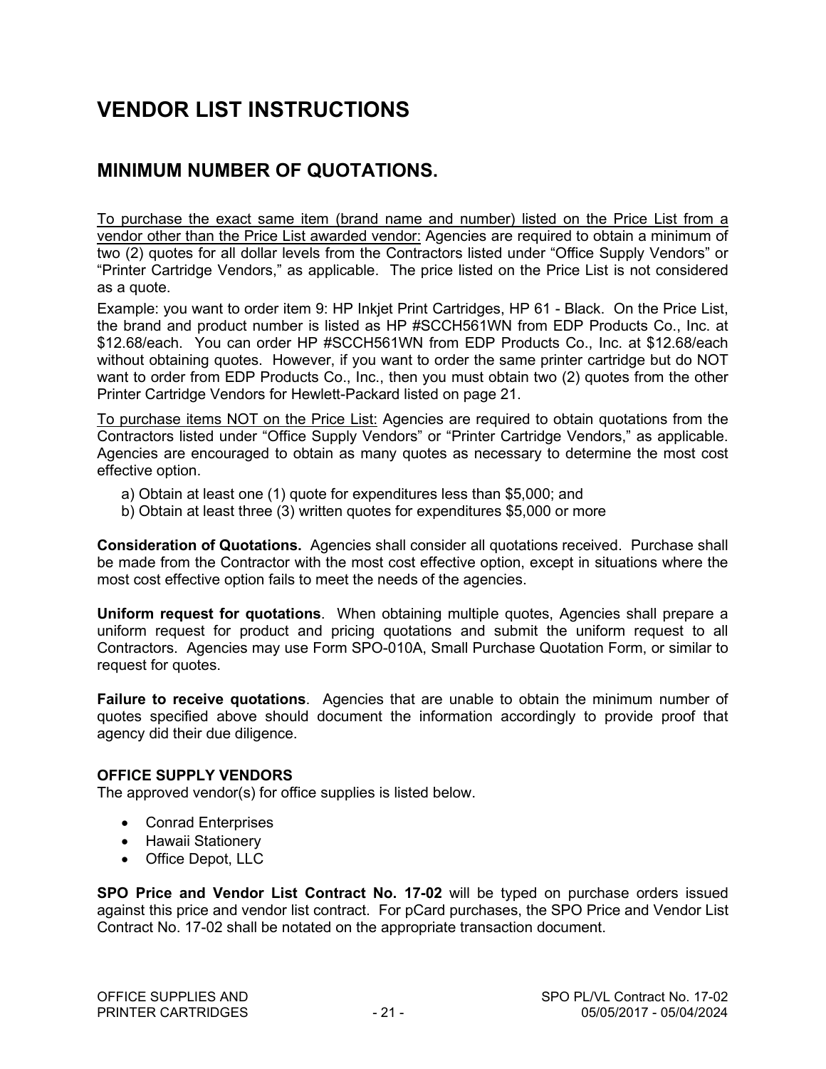# VENDOR LIST INSTRUCTIONS

## MINIMUM NUMBER OF QUOTATIONS.

To purchase the exact same item (brand name and number) listed on the Price List from a vendor other than the Price List awarded vendor: Agencies are required to obtain a minimum of two (2) quotes for all dollar levels from the Contractors listed under "Office Supply Vendors" or "Printer Cartridge Vendors," as applicable. The price listed on the Price List is not considered as a quote.

Example: you want to order item 9: HP Inkjet Print Cartridges, HP 61 - Black. On the Price List, the brand and product number is listed as HP #SCCH561WN from EDP Products Co., Inc. at $12.68/each. You can order HP #SCCH561WN from EDP Products Co., Inc. at $12.68/each without obtaining quotes. However, if you want to order the same printer cartridge but do NOT want to order from EDP Products Co., Inc., then you must obtain two (2) quotes from the other Printer Cartridge Vendors for Hewlett-Packard listed on page 21.

To purchase items NOT on the Price List: Agencies are required to obtain quotations from the Contractors listed under "Office Supply Vendors" or "Printer Cartridge Vendors," as applicable. Agencies are encouraged to obtain as many quotes as necessary to determine the most cost effective option.

a) Obtain at least one (1) quote for expenditures less than $5,000; and
b) Obtain at least three (3) written quotes for expenditures $5,000 or more

**Consideration of Quotations.** Agencies shall consider all quotations received. Purchase shall be made from the Contractor with the most cost effective option, except in situations where the most cost effective option fails to meet the needs of the agencies.

**Uniform request for quotations**. When obtaining multiple quotes, Agencies shall prepare a uniform request for product and pricing quotations and submit the uniform request to all Contractors. Agencies may use Form SPO-010A, Small Purchase Quotation Form, or similar to request for quotes.

**Failure to receive quotations**. Agencies that are unable to obtain the minimum number of quotes specified above should document the information accordingly to provide proof that agency did their due diligence.

### OFFICE SUPPLY VENDORS

The approved vendor(s) for office supplies is listed below.

- Conrad Enterprises
- Hawaii Stationery
- Office Depot, LLC

**SPO Price and Vendor List Contract No. 17-02** will be typed on purchase orders issued against this price and vendor list contract. For pCard purchases, the SPO Price and Vendor List Contract No. 17-02 shall be notated on the appropriate transaction document.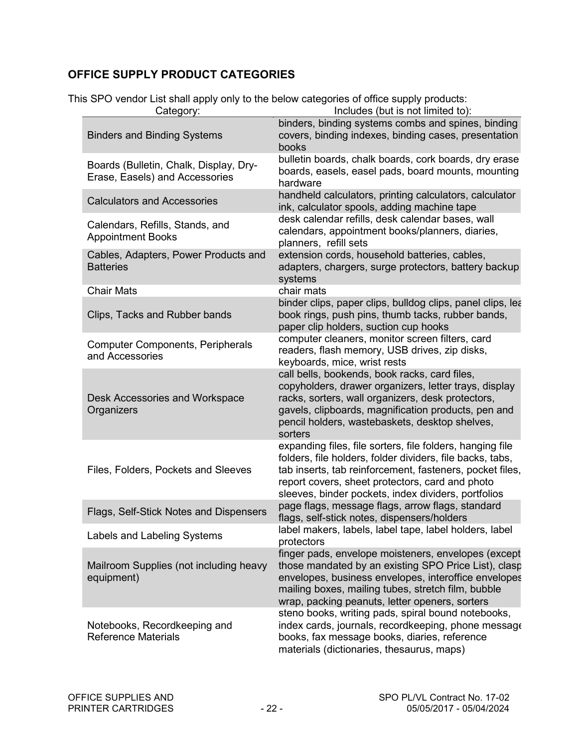## OFFICE SUPPLY PRODUCT CATEGORIES

This SPO vendor List shall apply only to the below categories of office supply products:

| Category: | Includes (but is not limited to): |
| --- | --- |
| Binders and Binding Systems | binders, binding systems combs and spines, binding covers, binding indexes, binding cases, presentation books |
| Boards (Bulletin, Chalk, Display, Dry-Erase, Easels) and Accessories | bulletin boards, chalk boards, cork boards, dry erase boards, easels, easel pads, board mounts, mounting hardware |
| Calculators and Accessories | handheld calculators, printing calculators, calculator ink, calculator spools, adding machine tape |
| Calendars, Refills, Stands, and Appointment Books | desk calendar refills, desk calendar bases, wall calendars, appointment books/planners, diaries, planners, refill sets |
| Cables, Adapters, Power Products and Batteries | extension cords, household batteries, cables, adapters, chargers, surge protectors, battery backup systems |
| Chair Mats | chair mats |
| Clips, Tacks and Rubber bands | binder clips, paper clips, bulldog clips, panel clips, lea book rings, push pins, thumb tacks, rubber bands, paper clip holders, suction cup hooks |
| Computer Components, Peripherals and Accessories | computer cleaners, monitor screen filters, card readers, flash memory, USB drives, zip disks, keyboards, mice, wrist rests |
| Desk Accessories and Workspace Organizers | call bells, bookends, book racks, card files, copyholders, drawer organizers, letter trays, display racks, sorters, wall organizers, desk protectors, gavels, clipboards, magnification products, pen and pencil holders, wastebaskets, desktop shelves, sorters |
| Files, Folders, Pockets and Sleeves | expanding files, file sorters, file folders, hanging file folders, file holders, folder dividers, file backs, tabs, tab inserts, tab reinforcement, fasteners, pocket files, report covers, sheet protectors, card and photo sleeves, binder pockets, index dividers, portfolios |
| Flags, Self-Stick Notes and Dispensers | page flags, message flags, arrow flags, standard flags, self-stick notes, dispensers/holders |
| Labels and Labeling Systems | label makers, labels, label tape, label holders, label protectors |
| Mailroom Supplies (not including heavy equipment) | finger pads, envelope moisteners, envelopes (except those mandated by an existing SPO Price List), clasp envelopes, business envelopes, interoffice envelopes mailing boxes, mailing tubes, stretch film, bubble wrap, packing peanuts, letter openers, sorters |
| Notebooks, Recordkeeping and Reference Materials | steno books, writing pads, spiral bound notebooks, index cards, journals, recordkeeping, phone message books, fax message books, diaries, reference materials (dictionaries, thesaurus, maps) |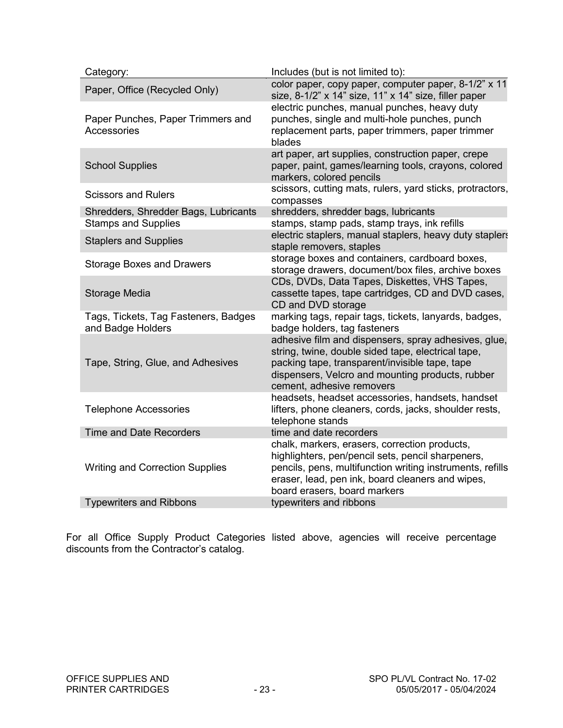| Category: | Includes (but is not limited to): |
|---|---|
| Paper, Office (Recycled Only) | color paper, copy paper, computer paper, 8-1/2" x 11 size, 8-1/2" x 14" size, 11" x 14" size, filler paper |
| Paper Punches, Paper Trimmers and Accessories | electric punches, manual punches, heavy duty punches, single and multi-hole punches, punch replacement parts, paper trimmers, paper trimmer blades |
| School Supplies | art paper, art supplies, construction paper, crepe paper, paint, games/learning tools, crayons, colored markers, colored pencils |
| Scissors and Rulers | scissors, cutting mats, rulers, yard sticks, protractors, compasses |
| Shredders, Shredder Bags, Lubricants | shredders, shredder bags, lubricants |
| Stamps and Supplies | stamps, stamp pads, stamp trays, ink refills |
| Staplers and Supplies | electric staplers, manual staplers, heavy duty staplers staple removers, staples |
| Storage Boxes and Drawers | storage boxes and containers, cardboard boxes, storage drawers, document/box files, archive boxes |
| Storage Media | CDs, DVDs, Data Tapes, Diskettes, VHS Tapes, cassette tapes, tape cartridges, CD and DVD cases, CD and DVD storage |
| Tags, Tickets, Tag Fasteners, Badges and Badge Holders | marking tags, repair tags, tickets, lanyards, badges, badge holders, tag fasteners |
| Tape, String, Glue, and Adhesives | adhesive film and dispensers, spray adhesives, glue, string, twine, double sided tape, electrical tape, packing tape, transparent/invisible tape, tape dispensers, Velcro and mounting products, rubber cement, adhesive removers |
| Telephone Accessories | headsets, headset accessories, handsets, handset lifters, phone cleaners, cords, jacks, shoulder rests, telephone stands |
| Time and Date Recorders | time and date recorders |
| Writing and Correction Supplies | chalk, markers, erasers, correction products, highlighters, pen/pencil sets, pencil sharpeners, pencils, pens, multifunction writing instruments, refills eraser, lead, pen ink, board cleaners and wipes, board erasers, board markers |
| Typewriters and Ribbons | typewriters and ribbons |

For all Office Supply Product Categories listed above, agencies will receive percentage discounts from the Contractor's catalog.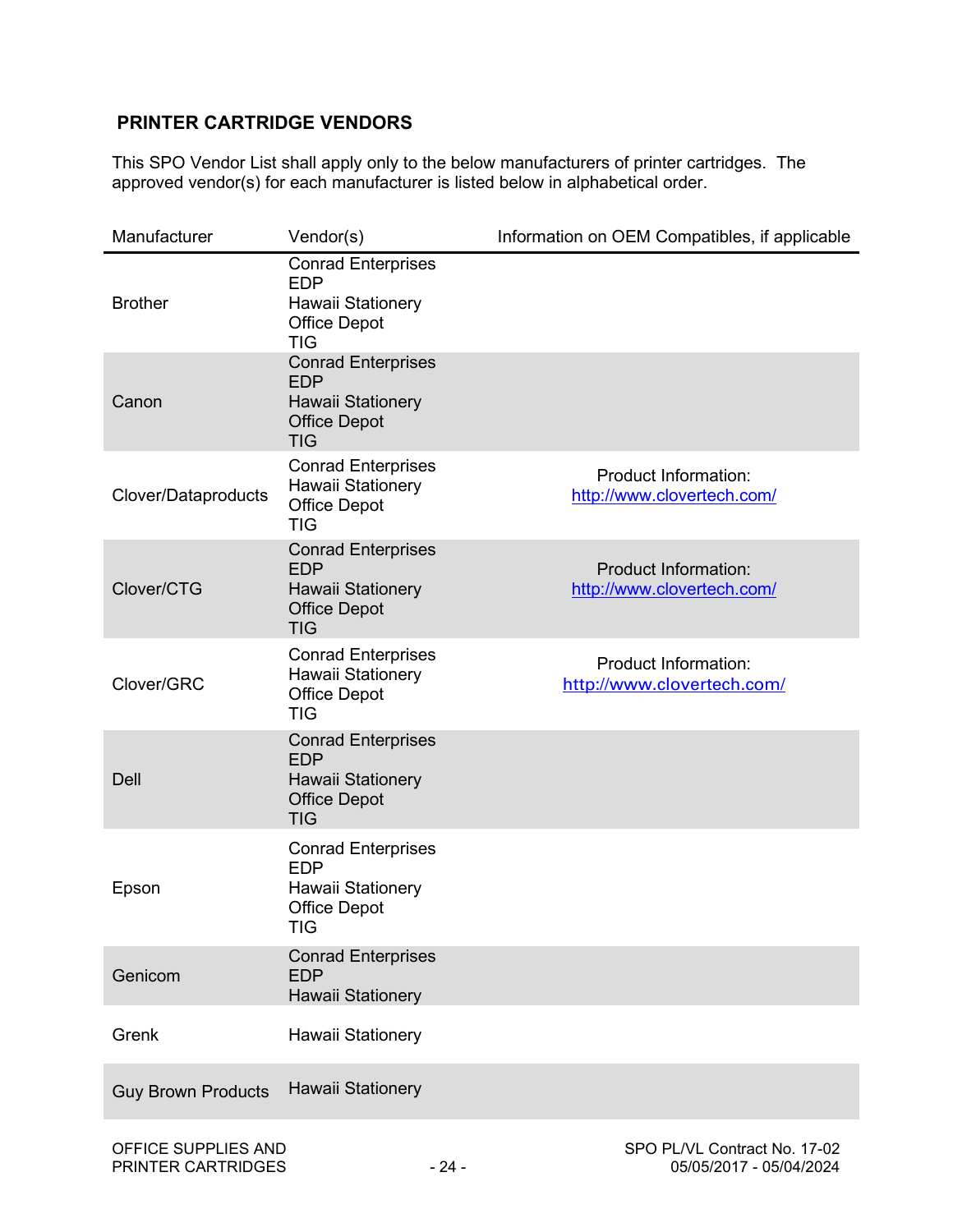## PRINTER CARTRIDGE VENDORS

This SPO Vendor List shall apply only to the below manufacturers of printer cartridges. The approved vendor(s) for each manufacturer is listed below in alphabetical order.

| Manufacturer | Vendor(s) | Information on OEM Compatibles, if applicable |
|---|---|---|
| Brother | Conrad Enterprises<br>EDP<br>Hawaii Stationery<br>Office Depot<br>TIG | |
| Canon | Conrad Enterprises<br>EDP<br>Hawaii Stationery<br>Office Depot<br>TIG | |
| Clover/Dataproducts | Conrad Enterprises<br>Hawaii Stationery<br>Office Depot<br>TIG | Product Information:<br>http://www.clovertech.com/ |
| Clover/CTG | Conrad Enterprises<br>EDP<br>Hawaii Stationery<br>Office Depot<br>TIG | Product Information:<br>http://www.clovertech.com/ |
| Clover/GRC | Conrad Enterprises<br>Hawaii Stationery<br>Office Depot<br>TIG | Product Information:<br>http://www.clovertech.com/ |
| Dell | Conrad Enterprises<br>EDP<br>Hawaii Stationery<br>Office Depot<br>TIG | |
| Epson | Conrad Enterprises<br>EDP<br>Hawaii Stationery<br>Office Depot<br>TIG | |
| Genicom | Conrad Enterprises<br>EDP<br>Hawaii Stationery | |
| Grenk | Hawaii Stationery | |
| Guy Brown Products | Hawaii Stationery | |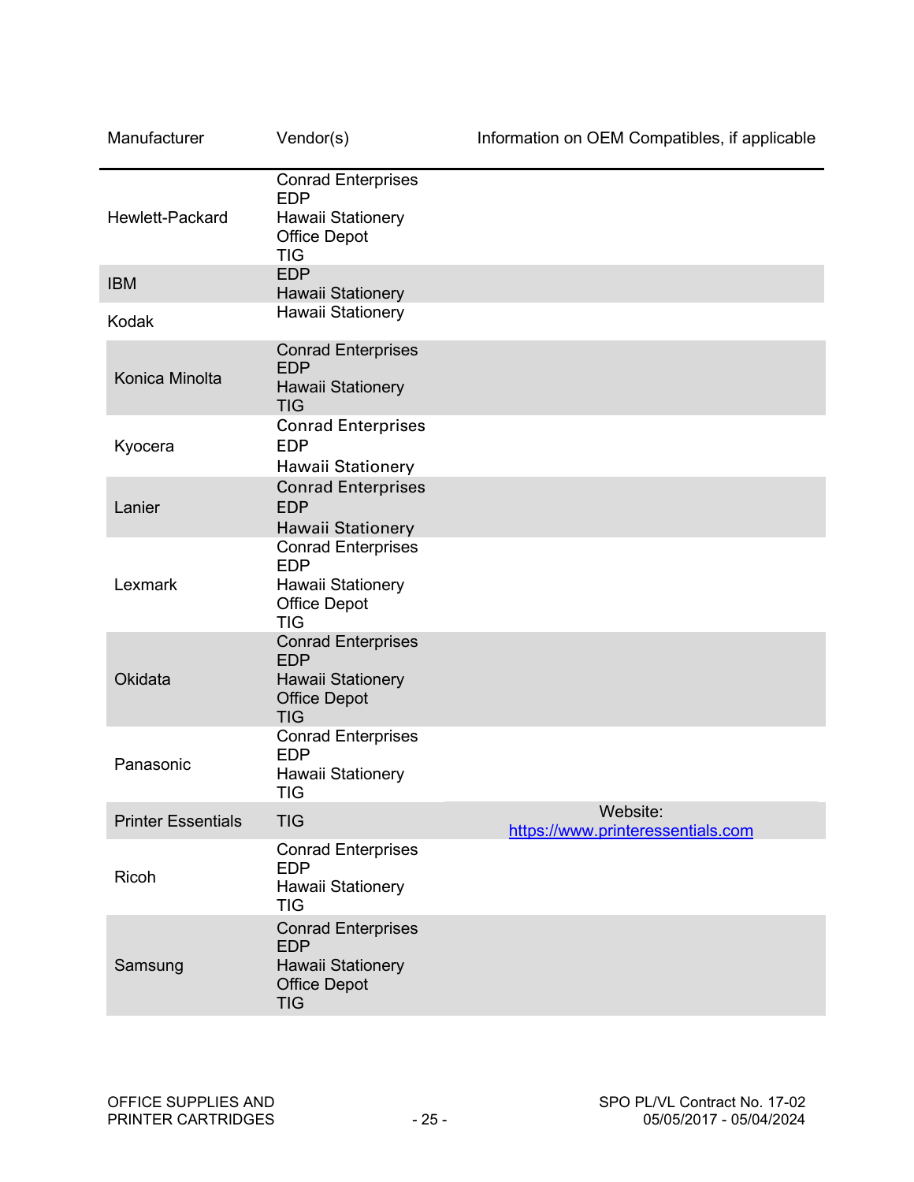| Manufacturer | Vendor(s) | Information on OEM Compatibles, if applicable |
| --- | --- | --- |
| Hewlett-Packard | Conrad Enterprises<br>EDP<br>Hawaii Stationery<br>Office Depot<br>TIG | |
| IBM | EDP<br>Hawaii Stationery | |
| Kodak | Hawaii Stationery | |
| Konica Minolta | Conrad Enterprises<br>EDP<br>Hawaii Stationery<br>TIG | |
| Kyocera | Conrad Enterprises<br>EDP<br>Hawaii Stationery | |
| Lanier | Conrad Enterprises<br>EDP<br>Hawaii Stationery | |
| Lexmark | Conrad Enterprises<br>EDP<br>Hawaii Stationery<br>Office Depot<br>TIG | |
| Okidata | Conrad Enterprises<br>EDP<br>Hawaii Stationery<br>Office Depot<br>TIG | |
| Panasonic | Conrad Enterprises<br>EDP<br>Hawaii Stationery<br>TIG | |
| Printer Essentials | TIG | Website:<br>https://www.printeressentials.com |
| Ricoh | Conrad Enterprises<br>EDP<br>Hawaii Stationery<br>TIG | |
| Samsung | Conrad Enterprises<br>EDP<br>Hawaii Stationery<br>Office Depot<br>TIG | |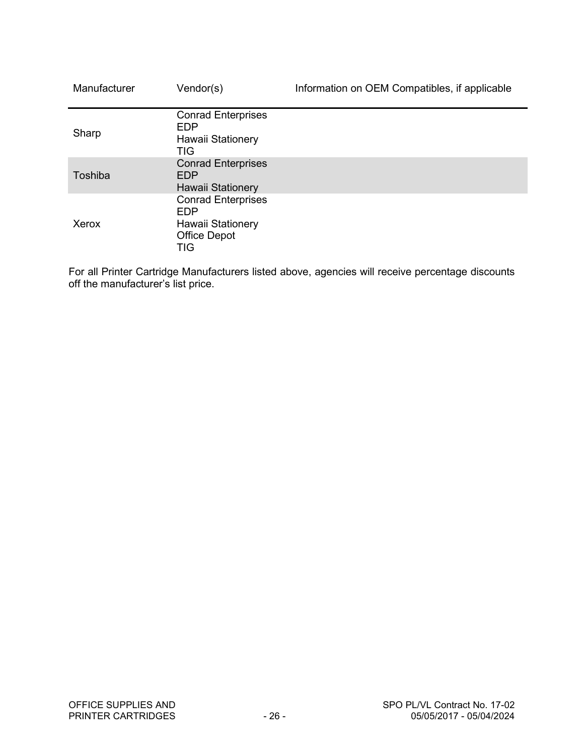| Manufacturer | Vendor(s) | Information on OEM Compatibles, if applicable |
|---|---|---|
| Sharp | Conrad Enterprises<br>EDP<br>Hawaii Stationery<br>TIG | |
| Toshiba | Conrad Enterprises<br>EDP<br>Hawaii Stationery | |
| Xerox | Conrad Enterprises<br>EDP<br>Hawaii Stationery<br>Office Depot<br>TIG | |

For all Printer Cartridge Manufacturers listed above, agencies will receive percentage discounts off the manufacturer's list price.